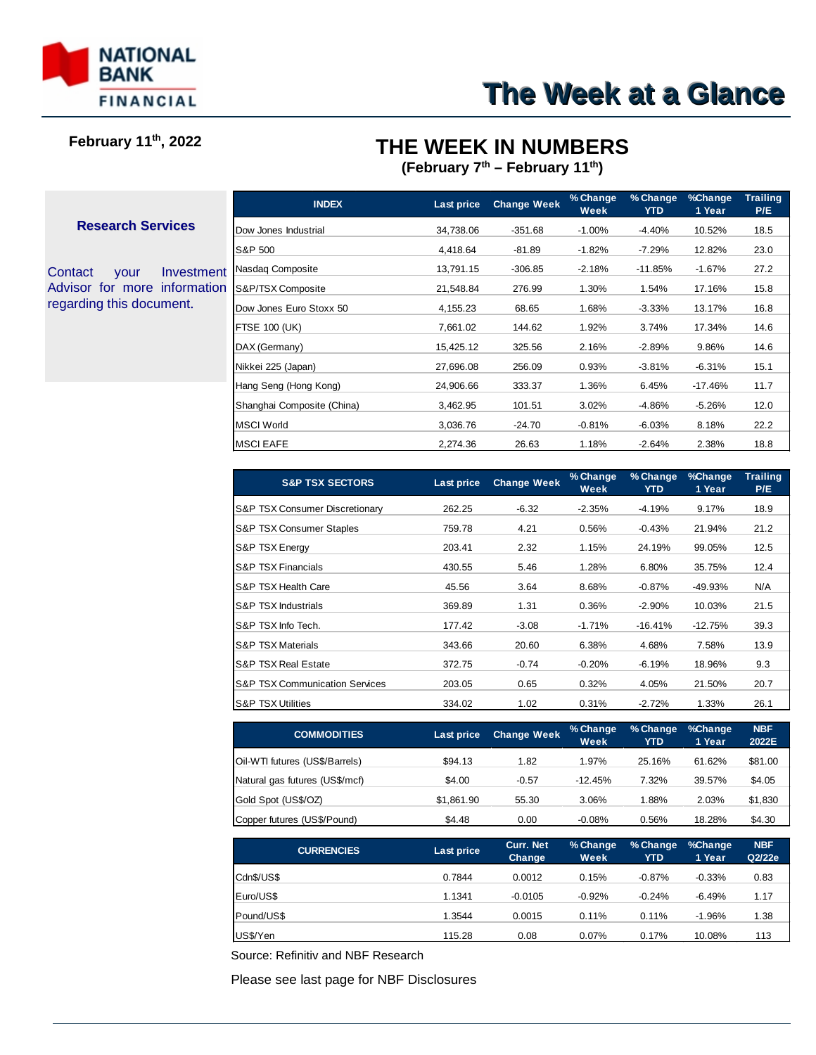NATIONAL BANK FINANCIAL

# The Week at a Glance

**February 11th, 2022**

## THE WEEK IN NUMBERS

**(February 7th – February 11th)**

**Research Services**

Contact your Investment Advisor for more information regarding this document.

| INDEX | Last price | Change Week | % Change Week | % Change YTD | %Change 1 Year | Trailing P/E |
|---|---|---|---|---|---|---|
| Dow Jones Industrial | 34,738.06 | -351.68 | -1.00% | -4.40% | 10.52% | 18.5 |
| S&P 500 | 4,418.64 | -81.89 | -1.82% | -7.29% | 12.82% | 23.0 |
| Nasdaq Composite | 13,791.15 | -306.85 | -2.18% | -11.85% | -1.67% | 27.2 |
| S&P/TSX Composite | 21,548.84 | 276.99 | 1.30% | 1.54% | 17.16% | 15.8 |
| Dow Jones Euro Stoxx 50 | 4,155.23 | 68.65 | 1.68% | -3.33% | 13.17% | 16.8 |
| FTSE 100 (UK) | 7,661.02 | 144.62 | 1.92% | 3.74% | 17.34% | 14.6 |
| DAX (Germany) | 15,425.12 | 325.56 | 2.16% | -2.89% | 9.86% | 14.6 |
| Nikkei 225 (Japan) | 27,696.08 | 256.09 | 0.93% | -3.81% | -6.31% | 15.1 |
| Hang Seng (Hong Kong) | 24,906.66 | 333.37 | 1.36% | 6.45% | -17.46% | 11.7 |
| Shanghai Composite (China) | 3,462.95 | 101.51 | 3.02% | -4.86% | -5.26% | 12.0 |
| MSCI World | 3,036.76 | -24.70 | -0.81% | -6.03% | 8.18% | 22.2 |
| MSCI EAFE | 2,274.36 | 26.63 | 1.18% | -2.64% | 2.38% | 18.8 |

| S&P TSX SECTORS | Last price | Change Week | % Change Week | % Change YTD | %Change 1 Year | Trailing P/E |
|---|---|---|---|---|---|---|
| S&P TSX Consumer Discretionary | 262.25 | -6.32 | -2.35% | -4.19% | 9.17% | 18.9 |
| S&P TSX Consumer Staples | 759.78 | 4.21 | 0.56% | -0.43% | 21.94% | 21.2 |
| S&P TSX Energy | 203.41 | 2.32 | 1.15% | 24.19% | 99.05% | 12.5 |
| S&P TSX Financials | 430.55 | 5.46 | 1.28% | 6.80% | 35.75% | 12.4 |
| S&P TSX Health Care | 45.56 | 3.64 | 8.68% | -0.87% | -49.93% | N/A |
| S&P TSX Industrials | 369.89 | 1.31 | 0.36% | -2.90% | 10.03% | 21.5 |
| S&P TSX Info Tech. | 177.42 | -3.08 | -1.71% | -16.41% | -12.75% | 39.3 |
| S&P TSX Materials | 343.66 | 20.60 | 6.38% | 4.68% | 7.58% | 13.9 |
| S&P TSX Real Estate | 372.75 | -0.74 | -0.20% | -6.19% | 18.96% | 9.3 |
| S&P TSX Communication Services | 203.05 | 0.65 | 0.32% | 4.05% | 21.50% | 20.7 |
| S&P TSX Utilities | 334.02 | 1.02 | 0.31% | -2.72% | 1.33% | 26.1 |

| COMMODITIES | Last price | Change Week | % Change Week | % Change YTD | %Change 1 Year | NBF 2022E |
|---|---|---|---|---|---|---|
| Oil-WTI futures (US$/Barrels) | $94.13 | 1.82 | 1.97% | 25.16% | 61.62% | $81.00 |
| Natural gas futures (US$/mcf) | $4.00 | -0.57 | -12.45% | 7.32% | 39.57% | $4.05 |
| Gold Spot (US$/OZ) | $1,861.90 | 55.30 | 3.06% | 1.88% | 2.03% | $1,830 |
| Copper futures (US$/Pound) | $4.48 | 0.00 | -0.08% | 0.56% | 18.28% | $4.30 |

| CURRENCIES | Last price | Curr. Net Change | % Change Week | % Change YTD | %Change 1 Year | NBF Q2/22e |
|---|---|---|---|---|---|---|
| Cdn$/US$ | 0.7844 | 0.0012 | 0.15% | -0.87% | -0.33% | 0.83 |
| Euro/US$ | 1.1341 | -0.0105 | -0.92% | -0.24% | -6.49% | 1.17 |
| Pound/US$ | 1.3544 | 0.0015 | 0.11% | 0.11% | -1.96% | 1.38 |
| US$/Yen | 115.28 | 0.08 | 0.07% | 0.17% | 10.08% | 113 |

Source: Refinitiv and NBF Research

Please see last page for NBF Disclosures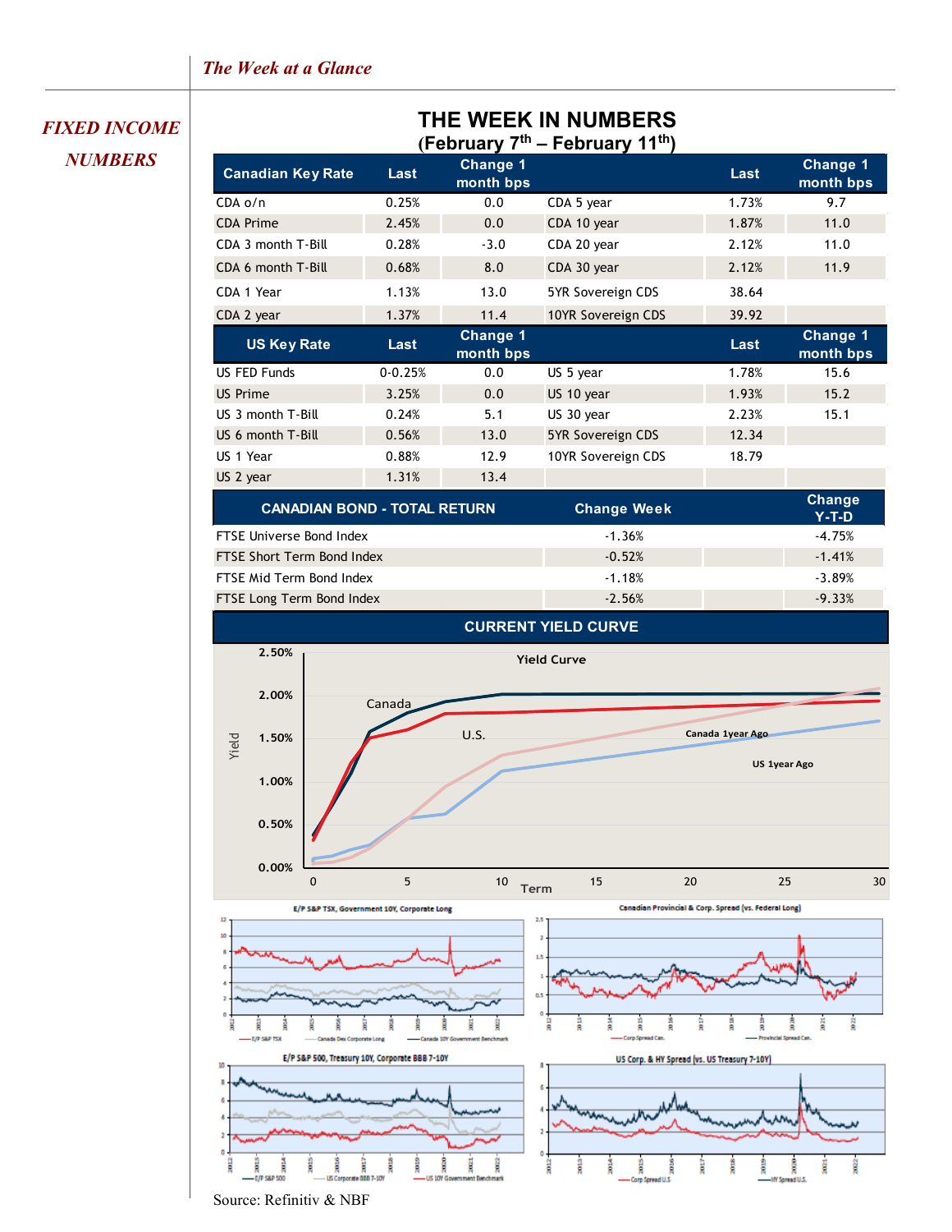*FIXED INCOME NUMBERS*

# THE WEEK IN NUMBERS
## (February 7th – February 11th)

| Canadian Key Rate | Last | Change 1 month bps | | Last | Change 1 month bps |
|---|---|---|---|---|---|
| CDA o/n | 0.25% | 0.0 | CDA 5 year | 1.73% | 9.7 |
| CDA Prime | 2.45% | 0.0 | CDA 10 year | 1.87% | 11.0 |
| CDA 3 month T-Bill | 0.28% | -3.0 | CDA 20 year | 2.12% | 11.0 |
| CDA 6 month T-Bill | 0.68% | 8.0 | CDA 30 year | 2.12% | 11.9 |
| CDA 1 Year | 1.13% | 13.0 | 5YR Sovereign CDS | 38.64 | |
| CDA 2 year | 1.37% | 11.4 | 10YR Sovereign CDS | 39.92 | |

| US Key Rate | Last | Change 1 month bps | | Last | Change 1 month bps |
|---|---|---|---|---|---|
| US FED Funds | 0-0.25% | 0.0 | US 5 year | 1.78% | 15.6 |
| US Prime | 3.25% | 0.0 | US 10 year | 1.93% | 15.2 |
| US 3 month T-Bill | 0.24% | 5.1 | US 30 year | 2.23% | 15.1 |
| US 6 month T-Bill | 0.56% | 13.0 | 5YR Sovereign CDS | 12.34 | |
| US 1 Year | 0.88% | 12.9 | 10YR Sovereign CDS | 18.79 | |
| US 2 year | 1.31% | 13.4 | | | |

| CANADIAN BOND - TOTAL RETURN | Change Week | Change Y-T-D |
|---|---|---|
| FTSE Universe Bond Index | -1.36% | -4.75% |
| FTSE Short Term Bond Index | -0.52% | -1.41% |
| FTSE Mid Term Bond Index | -1.18% | -3.89% |
| FTSE Long Term Bond Index | -2.56% | -9.33% |

## CURRENT YIELD CURVE

Source: Refinitiv & NBF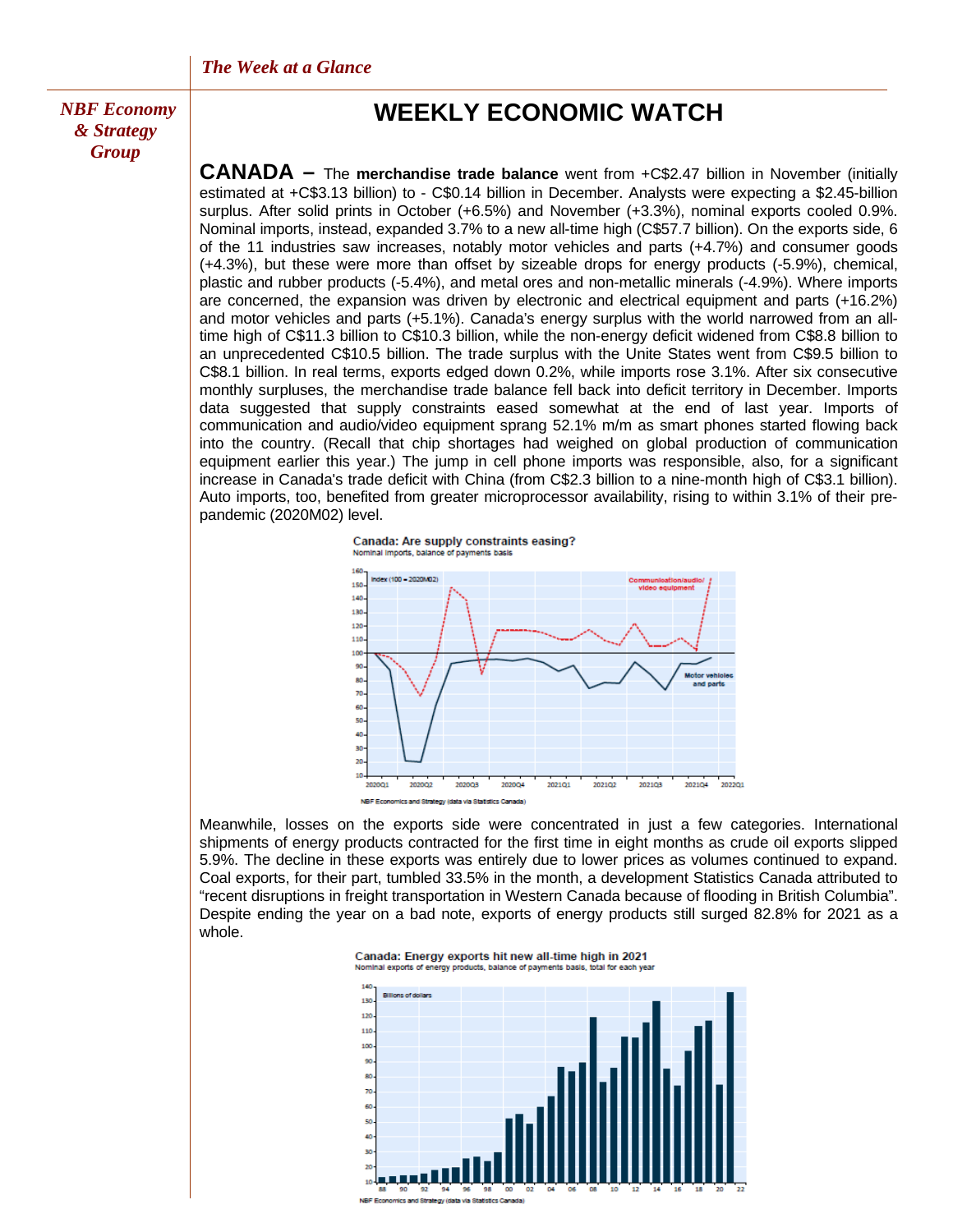# WEEKLY ECONOMIC WATCH

**CANADA –** The **merchandise trade balance** went from +C$2.47 billion in November (initially estimated at +C$3.13 billion) to - C$0.14 billion in December. Analysts were expecting a $2.45-billion surplus. After solid prints in October (+6.5%) and November (+3.3%), nominal exports cooled 0.9%. Nominal imports, instead, expanded 3.7% to a new all-time high (C$57.7 billion). On the exports side, 6 of the 11 industries saw increases, notably motor vehicles and parts (+4.7%) and consumer goods (+4.3%), but these were more than offset by sizeable drops for energy products (-5.9%), chemical, plastic and rubber products (-5.4%), and metal ores and non-metallic minerals (-4.9%). Where imports are concerned, the expansion was driven by electronic and electrical equipment and parts (+16.2%) and motor vehicles and parts (+5.1%). Canada's energy surplus with the world narrowed from an all-time high of C$11.3 billion to C$10.3 billion, while the non-energy deficit widened from C$8.8 billion to an unprecedented C$10.5 billion. The trade surplus with the Unite States went from C$9.5 billion to C$8.1 billion. In real terms, exports edged down 0.2%, while imports rose 3.1%. After six consecutive monthly surpluses, the merchandise trade balance fell back into deficit territory in December. Imports data suggested that supply constraints eased somewhat at the end of last year. Imports of communication and audio/video equipment sprang 52.1% m/m as smart phones started flowing back into the country. (Recall that chip shortages had weighed on global production of communication equipment earlier this year.) The jump in cell phone imports was responsible, also, for a significant increase in Canada's trade deficit with China (from C$2.3 billion to a nine-month high of C$3.1 billion). Auto imports, too, benefited from greater microprocessor availability, rising to within 3.1% of their pre-pandemic (2020M02) level.

**Canada: Are supply constraints easing?**
Nominal imports, balance of payments basis

NBF Economics and Strategy (data via Statistics Canada)

Meanwhile, losses on the exports side were concentrated in just a few categories. International shipments of energy products contracted for the first time in eight months as crude oil exports slipped 5.9%. The decline in these exports was entirely due to lower prices as volumes continued to expand. Coal exports, for their part, tumbled 33.5% in the month, a development Statistics Canada attributed to "recent disruptions in freight transportation in Western Canada because of flooding in British Columbia". Despite ending the year on a bad note, exports of energy products still surged 82.8% for 2021 as a whole.

**Canada: Energy exports hit new all-time high in 2021**
Nominal exports of energy products, balance of payments basis, total for each year

NBF Economics and Strategy (data via Statistics Canada)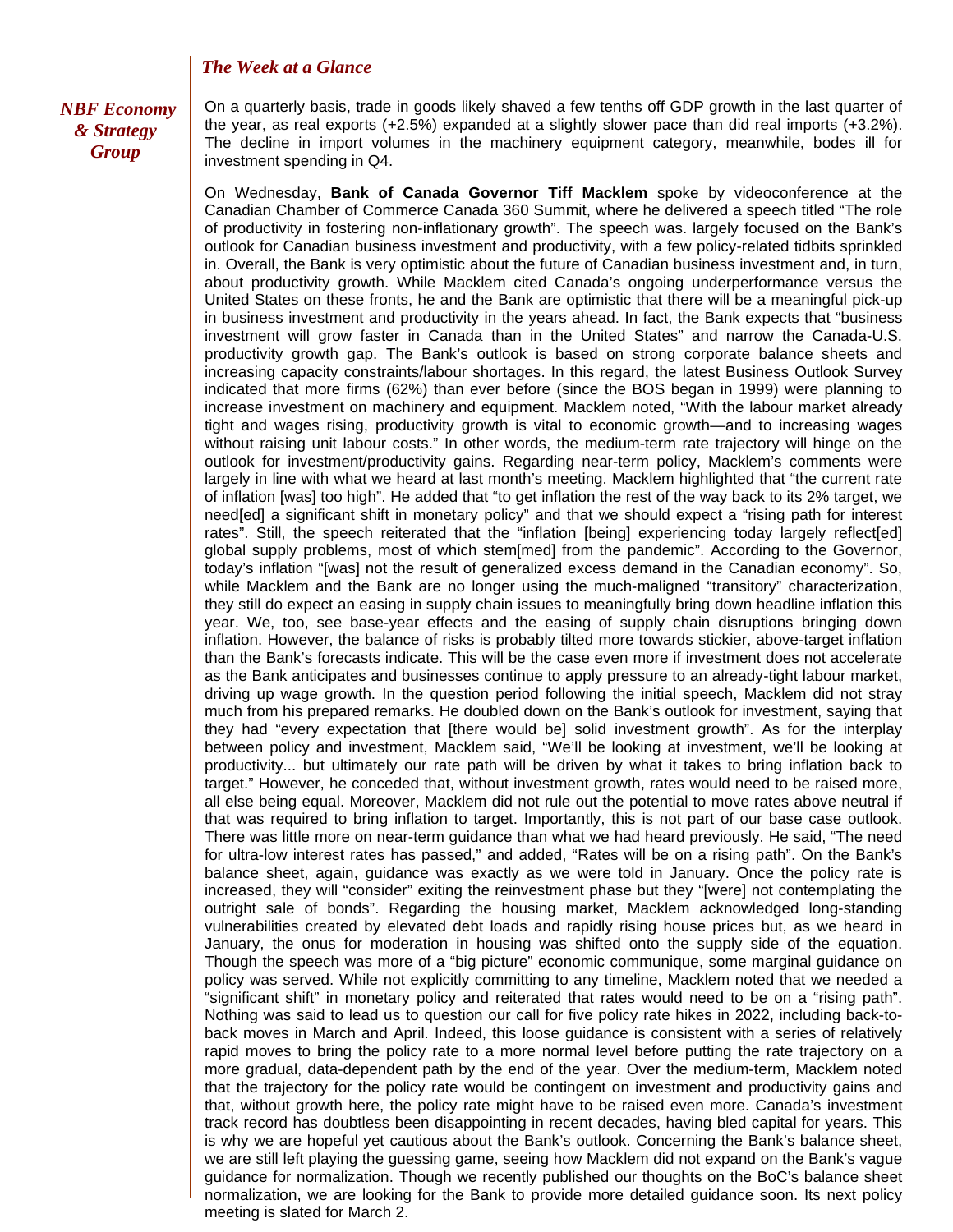On a quarterly basis, trade in goods likely shaved a few tenths off GDP growth in the last quarter of the year, as real exports (+2.5%) expanded at a slightly slower pace than did real imports (+3.2%). The decline in import volumes in the machinery equipment category, meanwhile, bodes ill for investment spending in Q4.

On Wednesday, **Bank of Canada Governor Tiff Macklem** spoke by videoconference at the Canadian Chamber of Commerce Canada 360 Summit, where he delivered a speech titled "The role of productivity in fostering non-inflationary growth". The speech was. largely focused on the Bank's outlook for Canadian business investment and productivity, with a few policy-related tidbits sprinkled in. Overall, the Bank is very optimistic about the future of Canadian business investment and, in turn, about productivity growth. While Macklem cited Canada's ongoing underperformance versus the United States on these fronts, he and the Bank are optimistic that there will be a meaningful pick-up in business investment and productivity in the years ahead. In fact, the Bank expects that "business investment will grow faster in Canada than in the United States" and narrow the Canada-U.S. productivity growth gap. The Bank's outlook is based on strong corporate balance sheets and increasing capacity constraints/labour shortages. In this regard, the latest Business Outlook Survey indicated that more firms (62%) than ever before (since the BOS began in 1999) were planning to increase investment on machinery and equipment. Macklem noted, "With the labour market already tight and wages rising, productivity growth is vital to economic growth—and to increasing wages without raising unit labour costs." In other words, the medium-term rate trajectory will hinge on the outlook for investment/productivity gains. Regarding near-term policy, Macklem's comments were largely in line with what we heard at last month's meeting. Macklem highlighted that "the current rate of inflation [was] too high". He added that "to get inflation the rest of the way back to its 2% target, we need[ed] a significant shift in monetary policy" and that we should expect a "rising path for interest rates". Still, the speech reiterated that the "inflation [being] experiencing today largely reflect[ed] global supply problems, most of which stem[med] from the pandemic". According to the Governor, today's inflation "[was] not the result of generalized excess demand in the Canadian economy". So, while Macklem and the Bank are no longer using the much-maligned "transitory" characterization, they still do expect an easing in supply chain issues to meaningfully bring down headline inflation this year. We, too, see base-year effects and the easing of supply chain disruptions bringing down inflation. However, the balance of risks is probably tilted more towards stickier, above-target inflation than the Bank's forecasts indicate. This will be the case even more if investment does not accelerate as the Bank anticipates and businesses continue to apply pressure to an already-tight labour market, driving up wage growth. In the question period following the initial speech, Macklem did not stray much from his prepared remarks. He doubled down on the Bank's outlook for investment, saying that they had "every expectation that [there would be] solid investment growth". As for the interplay between policy and investment, Macklem said, "We'll be looking at investment, we'll be looking at productivity... but ultimately our rate path will be driven by what it takes to bring inflation back to target." However, he conceded that, without investment growth, rates would need to be raised more, all else being equal. Moreover, Macklem did not rule out the potential to move rates above neutral if that was required to bring inflation to target. Importantly, this is not part of our base case outlook. There was little more on near-term guidance than what we had heard previously. He said, "The need for ultra-low interest rates has passed," and added, "Rates will be on a rising path". On the Bank's balance sheet, again, guidance was exactly as we were told in January. Once the policy rate is increased, they will "consider" exiting the reinvestment phase but they "[were] not contemplating the outright sale of bonds". Regarding the housing market, Macklem acknowledged long-standing vulnerabilities created by elevated debt loads and rapidly rising house prices but, as we heard in January, the onus for moderation in housing was shifted onto the supply side of the equation. Though the speech was more of a "big picture" economic communique, some marginal guidance on policy was served. While not explicitly committing to any timeline, Macklem noted that we needed a "significant shift" in monetary policy and reiterated that rates would need to be on a "rising path". Nothing was said to lead us to question our call for five policy rate hikes in 2022, including back-to-back moves in March and April. Indeed, this loose guidance is consistent with a series of relatively rapid moves to bring the policy rate to a more normal level before putting the rate trajectory on a more gradual, data-dependent path by the end of the year. Over the medium-term, Macklem noted that the trajectory for the policy rate would be contingent on investment and productivity gains and that, without growth here, the policy rate might have to be raised even more. Canada's investment track record has doubtless been disappointing in recent decades, having bled capital for years. This is why we are hopeful yet cautious about the Bank's outlook. Concerning the Bank's balance sheet, we are still left playing the guessing game, seeing how Macklem did not expand on the Bank's vague guidance for normalization. Though we recently published our thoughts on the BoC's balance sheet normalization, we are looking for the Bank to provide more detailed guidance soon. Its next policy meeting is slated for March 2.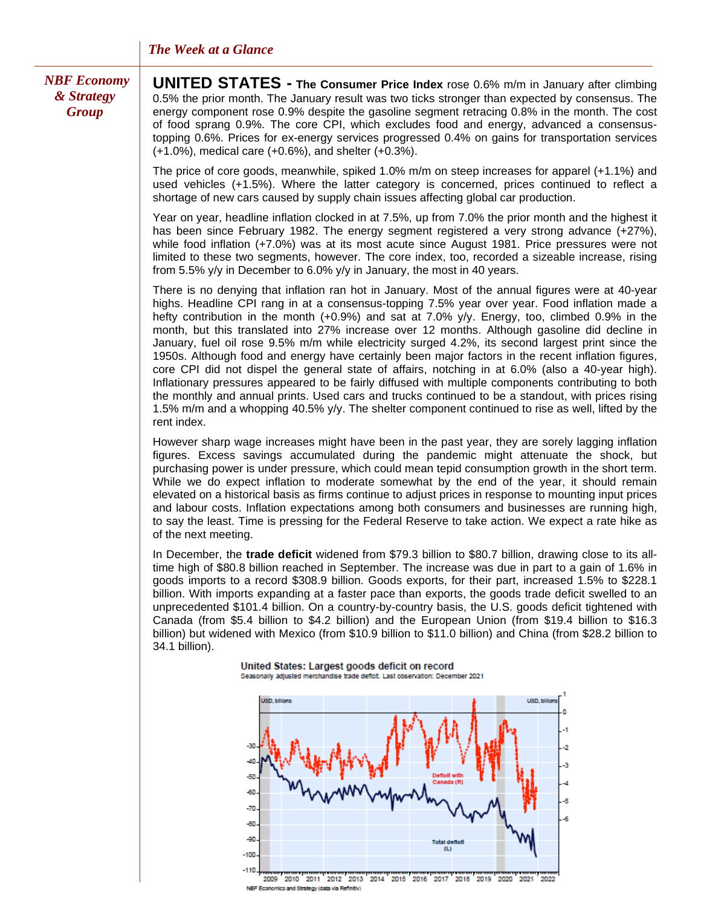## UNITED STATES - **The Consumer Price Index** rose 0.6% m/m in January after climbing 0.5% the prior month. The January result was two ticks stronger than expected by consensus. The energy component rose 0.9% despite the gasoline segment retracing 0.8% in the month. The cost of food sprang 0.9%. The core CPI, which excludes food and energy, advanced a consensus-topping 0.6%. Prices for ex-energy services progressed 0.4% on gains for transportation services (+1.0%), medical care (+0.6%), and shelter (+0.3%).

The price of core goods, meanwhile, spiked 1.0% m/m on steep increases for apparel (+1.1%) and used vehicles (+1.5%). Where the latter category is concerned, prices continued to reflect a shortage of new cars caused by supply chain issues affecting global car production.

Year on year, headline inflation clocked in at 7.5%, up from 7.0% the prior month and the highest it has been since February 1982. The energy segment registered a very strong advance (+27%), while food inflation (+7.0%) was at its most acute since August 1981. Price pressures were not limited to these two segments, however. The core index, too, recorded a sizeable increase, rising from 5.5% y/y in December to 6.0% y/y in January, the most in 40 years.

There is no denying that inflation ran hot in January. Most of the annual figures were at 40-year highs. Headline CPI rang in at a consensus-topping 7.5% year over year. Food inflation made a hefty contribution in the month (+0.9%) and sat at 7.0% y/y. Energy, too, climbed 0.9% in the month, but this translated into 27% increase over 12 months. Although gasoline did decline in January, fuel oil rose 9.5% m/m while electricity surged 4.2%, its second largest print since the 1950s. Although food and energy have certainly been major factors in the recent inflation figures, core CPI did not dispel the general state of affairs, notching in at 6.0% (also a 40-year high). Inflationary pressures appeared to be fairly diffused with multiple components contributing to both the monthly and annual prints. Used cars and trucks continued to be a standout, with prices rising 1.5% m/m and a whopping 40.5% y/y. The shelter component continued to rise as well, lifted by the rent index.

However sharp wage increases might have been in the past year, they are sorely lagging inflation figures. Excess savings accumulated during the pandemic might attenuate the shock, but purchasing power is under pressure, which could mean tepid consumption growth in the short term. While we do expect inflation to moderate somewhat by the end of the year, it should remain elevated on a historical basis as firms continue to adjust prices in response to mounting input prices and labour costs. Inflation expectations among both consumers and businesses are running high, to say the least. Time is pressing for the Federal Reserve to take action. We expect a rate hike as of the next meeting.

In December, the **trade deficit** widened from $79.3 billion to $80.7 billion, drawing close to its all-time high of $80.8 billion reached in September. The increase was due in part to a gain of 1.6% in goods imports to a record $308.9 billion. Goods exports, for their part, increased 1.5% to $228.1 billion. With imports expanding at a faster pace than exports, the goods trade deficit swelled to an unprecedented $101.4 billion. On a country-by-country basis, the U.S. goods deficit tightened with Canada (from $5.4 billion to $4.2 billion) and the European Union (from $19.4 billion to $16.3 billion) but widened with Mexico (from $10.9 billion to $11.0 billion) and China (from $28.2 billion to 34.1 billion).

**United States: Largest goods deficit on record**
Seasonally adjusted merchandise trade deficit. Last observation: December 2021

NBF Economics and Strategy (data via Refinitiv)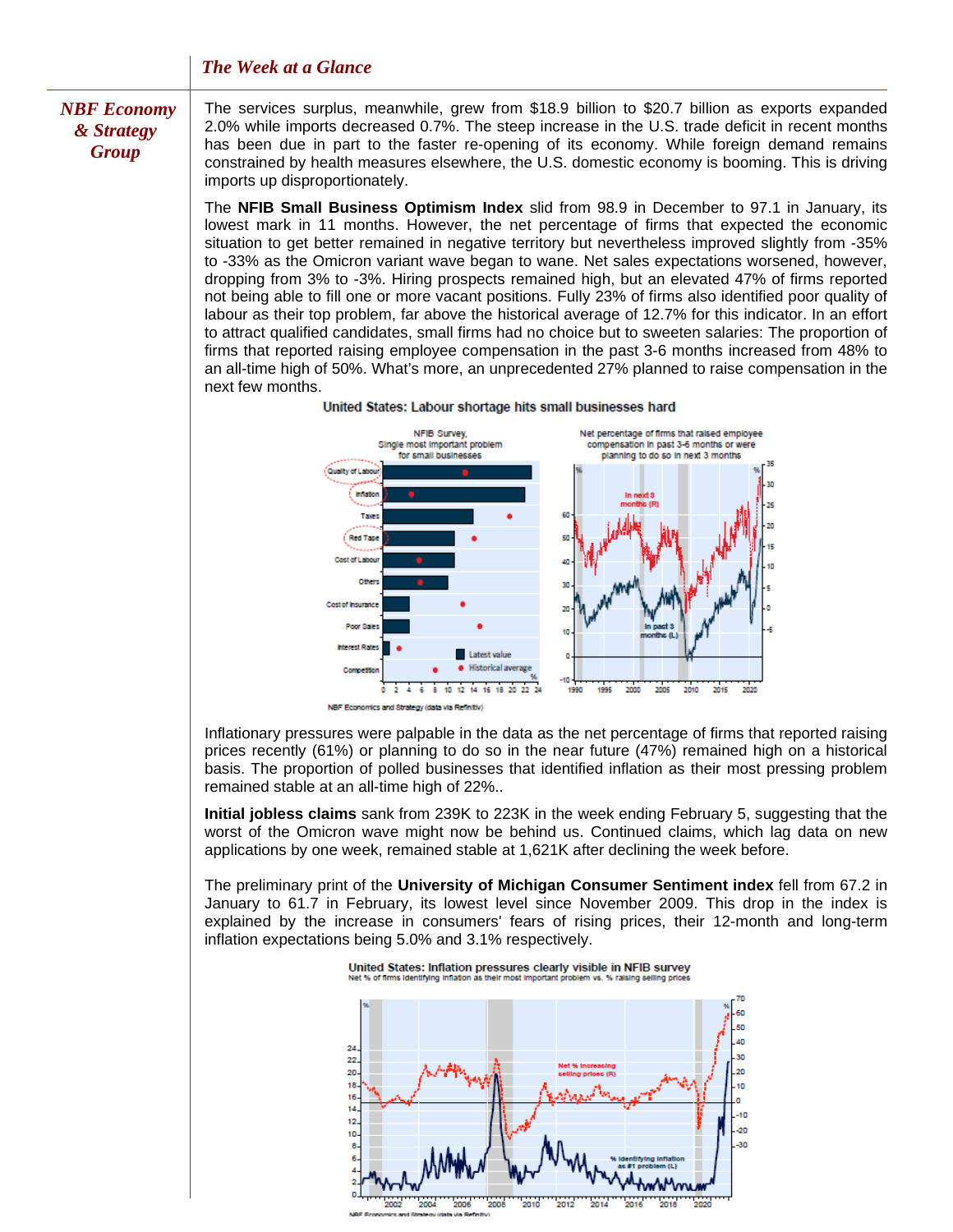The services surplus, meanwhile, grew from $18.9 billion to $20.7 billion as exports expanded 2.0% while imports decreased 0.7%. The steep increase in the U.S. trade deficit in recent months has been due in part to the faster re-opening of its economy. While foreign demand remains constrained by health measures elsewhere, the U.S. domestic economy is booming. This is driving imports up disproportionately.

The **NFIB Small Business Optimism Index** slid from 98.9 in December to 97.1 in January, its lowest mark in 11 months. However, the net percentage of firms that expected the economic situation to get better remained in negative territory but nevertheless improved slightly from -35% to -33% as the Omicron variant wave began to wane. Net sales expectations worsened, however, dropping from 3% to -3%. Hiring prospects remained high, but an elevated 47% of firms reported not being able to fill one or more vacant positions. Fully 23% of firms also identified poor quality of labour as their top problem, far above the historical average of 12.7% for this indicator. In an effort to attract qualified candidates, small firms had no choice but to sweeten salaries: The proportion of firms that reported raising employee compensation in the past 3-6 months increased from 48% to an all-time high of 50%. What's more, an unprecedented 27% planned to raise compensation in the next few months.

United States: Labour shortage hits small businesses hard

NBF Economics and Strategy (data via Refinitiv)

Inflationary pressures were palpable in the data as the net percentage of firms that reported raising prices recently (61%) or planning to do so in the near future (47%) remained high on a historical basis. The proportion of polled businesses that identified inflation as their most pressing problem remained stable at an all-time high of 22%..

**Initial jobless claims** sank from 239K to 223K in the week ending February 5, suggesting that the worst of the Omicron wave might now be behind us. Continued claims, which lag data on new applications by one week, remained stable at 1,621K after declining the week before.

The preliminary print of the **University of Michigan Consumer Sentiment index** fell from 67.2 in January to 61.7 in February, its lowest level since November 2009. This drop in the index is explained by the increase in consumers' fears of rising prices, their 12-month and long-term inflation expectations being 5.0% and 3.1% respectively.

United States: Inflation pressures clearly visible in NFIB survey
Net % of firms identifying inflation as their most important problem vs. % raising selling prices

NBF Economics and Strategy (data via Refinitiv)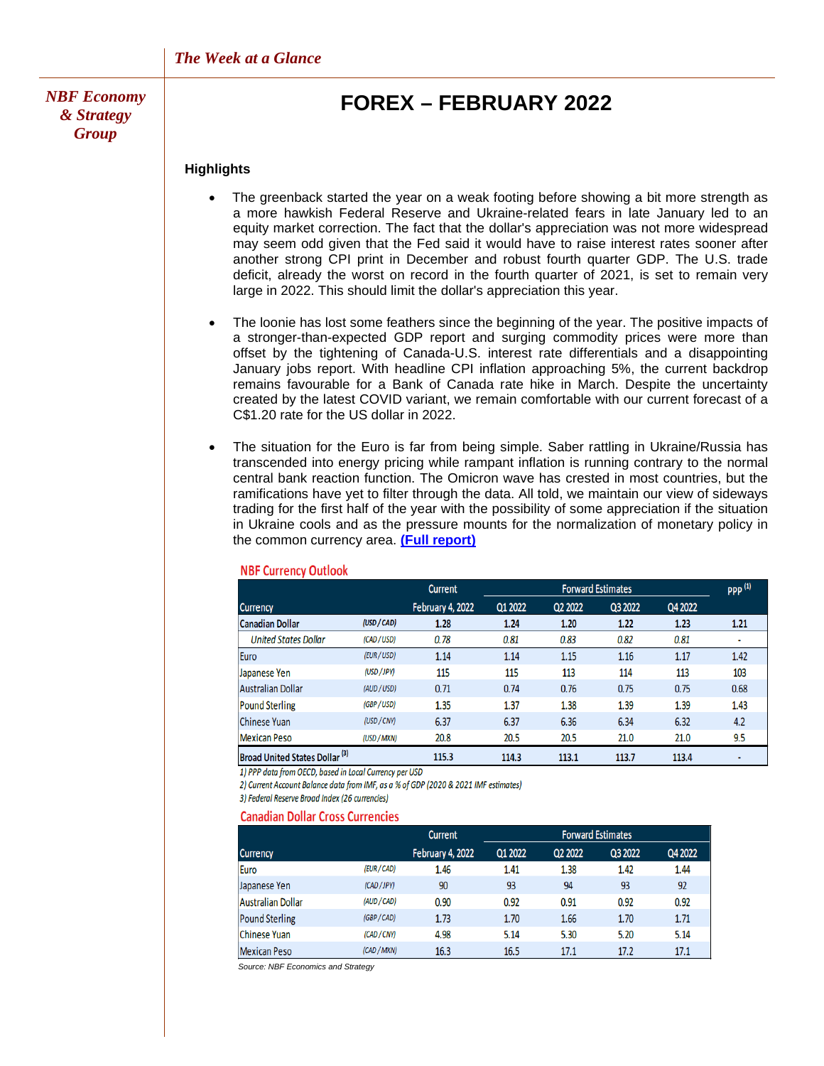*The Week at a Glance*

*NBF Economy & Strategy Group*

# FOREX – FEBRUARY 2022

**Highlights**

- The greenback started the year on a weak footing before showing a bit more strength as a more hawkish Federal Reserve and Ukraine-related fears in late January led to an equity market correction. The fact that the dollar's appreciation was not more widespread may seem odd given that the Fed said it would have to raise interest rates sooner after another strong CPI print in December and robust fourth quarter GDP. The U.S. trade deficit, already the worst on record in the fourth quarter of 2021, is set to remain very large in 2022. This should limit the dollar's appreciation this year.

- The loonie has lost some feathers since the beginning of the year. The positive impacts of a stronger-than-expected GDP report and surging commodity prices were more than offset by the tightening of Canada-U.S. interest rate differentials and a disappointing January jobs report. With headline CPI inflation approaching 5%, the current backdrop remains favourable for a Bank of Canada rate hike in March. Despite the uncertainty created by the latest COVID variant, we remain comfortable with our current forecast of a C$1.20 rate for the US dollar in 2022.

- The situation for the Euro is far from being simple. Saber rattling in Ukraine/Russia has transcended into energy pricing while rampant inflation is running contrary to the normal central bank reaction function. The Omicron wave has crested in most countries, but the ramifications have yet to filter through the data. All told, we maintain our view of sideways trading for the first half of the year with the possibility of some appreciation if the situation in Ukraine cools and as the pressure mounts for the normalization of monetary policy in the common currency area. **[(Full report)]**

**NBF Currency Outlook**

| Currency | | Current | Forward Estimates | | | | PPP [1] |
|---|---|---|---|---|---|---|---|
| | | February 4, 2022 | Q1 2022 | Q2 2022 | Q3 2022 | Q4 2022 | |
| **Canadian Dollar** | (USD / CAD) | **1.28** | **1.24** | **1.20** | **1.22** | **1.23** | **1.21** |
| *United States Dollar* | (CAD / USD) | *0.78* | *0.81* | *0.83* | *0.82* | *0.81* | - |
| Euro | (EUR / USD) | 1.14 | 1.14 | 1.15 | 1.16 | 1.17 | 1.42 |
| Japanese Yen | (USD / JPY) | 115 | 115 | 113 | 114 | 113 | 103 |
| Australian Dollar | (AUD / USD) | 0.71 | 0.74 | 0.76 | 0.75 | 0.75 | 0.68 |
| Pound Sterling | (GBP / USD) | 1.35 | 1.37 | 1.38 | 1.39 | 1.39 | 1.43 |
| Chinese Yuan | (USD / CNY) | 6.37 | 6.37 | 6.36 | 6.34 | 6.32 | 4.2 |
| Mexican Peso | (USD / MXN) | 20.8 | 20.5 | 20.5 | 21.0 | 21.0 | 9.5 |
| **Broad United States Dollar** [3] | | 115.3 | 114.3 | 113.1 | 113.7 | 113.4 | - |

*1) PPP data from OECD, based in Local Currency per USD*
*2) Current Account Balance data from IMF, as a % of GDP (2020 & 2021 IMF estimates)*
*3) Federal Reserve Broad Index (26 currencies)*

**Canadian Dollar Cross Currencies**

| Currency | | Current | Forward Estimates | | | |
|---|---|---|---|---|---|---|
| | | February 4, 2022 | Q1 2022 | Q2 2022 | Q3 2022 | Q4 2022 |
| Euro | (EUR / CAD) | 1.46 | 1.41 | 1.38 | 1.42 | 1.44 |
| Japanese Yen | (CAD / JPY) | 90 | 93 | 94 | 93 | 92 |
| Australian Dollar | (AUD / CAD) | 0.90 | 0.92 | 0.91 | 0.92 | 0.92 |
| Pound Sterling | (GBP / CAD) | 1.73 | 1.70 | 1.66 | 1.70 | 1.71 |
| Chinese Yuan | (CAD / CNY) | 4.98 | 5.14 | 5.30 | 5.20 | 5.14 |
| Mexican Peso | (CAD / MXN) | 16.3 | 16.5 | 17.1 | 17.2 | 17.1 |

*Source: NBF Economics and Strategy*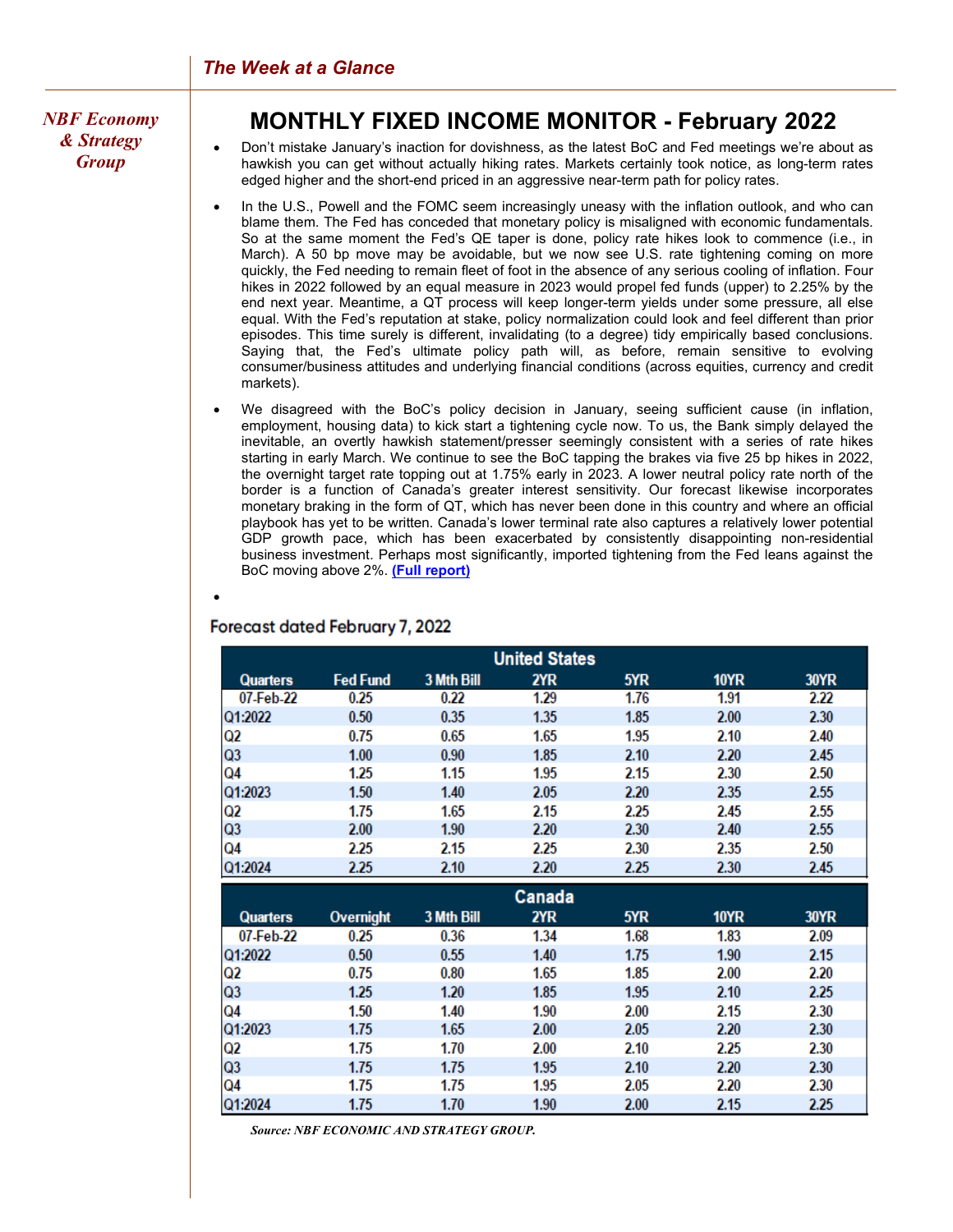NBF Economy & Strategy Group

# MONTHLY FIXED INCOME MONITOR - February 2022

- Don't mistake January's inaction for dovishness, as the latest BoC and Fed meetings we're about as hawkish you can get without actually hiking rates. Markets certainly took notice, as long-term rates edged higher and the short-end priced in an aggressive near-term path for policy rates.
- In the U.S., Powell and the FOMC seem increasingly uneasy with the inflation outlook, and who can blame them. The Fed has conceded that monetary policy is misaligned with economic fundamentals. So at the same moment the Fed's QE taper is done, policy rate hikes look to commence (i.e., in March). A 50 bp move may be avoidable, but we now see U.S. rate tightening coming on more quickly, the Fed needing to remain fleet of foot in the absence of any serious cooling of inflation. Four hikes in 2022 followed by an equal measure in 2023 would propel fed funds (upper) to 2.25% by the end next year. Meantime, a QT process will keep longer-term yields under some pressure, all else equal. With the Fed's reputation at stake, policy normalization could look and feel different than prior episodes. This time surely is different, invalidating (to a degree) tidy empirically based conclusions. Saying that, the Fed's ultimate policy path will, as before, remain sensitive to evolving consumer/business attitudes and underlying financial conditions (across equities, currency and credit markets).
- We disagreed with the BoC's policy decision in January, seeing sufficient cause (in inflation, employment, housing data) to kick start a tightening cycle now. To us, the Bank simply delayed the inevitable, an overtly hawkish statement/presser seemingly consistent with a series of rate hikes starting in early March. We continue to see the BoC tapping the brakes via five 25 bp hikes in 2022, the overnight target rate topping out at 1.75% early in 2023. A lower neutral policy rate north of the border is a function of Canada's greater interest sensitivity. Our forecast likewise incorporates monetary braking in the form of QT, which has never been done in this country and where an official playbook has yet to be written. Canada's lower terminal rate also captures a relatively lower potential GDP growth pace, which has been exacerbated by consistently disappointing non-residential business investment. Perhaps most significantly, imported tightening from the Fed leans against the BoC moving above 2%. **(Full report)**

Forecast dated February 7, 2022

| United States | | | | | | |
|---|---|---|---|---|---|---|
| Quarters | Fed Fund | 3 Mth Bill | 2YR | 5YR | 10YR | 30YR |
| 07-Feb-22 | 0.25 | 0.22 | 1.29 | 1.76 | 1.91 | 2.22 |
| Q1:2022 | 0.50 | 0.35 | 1.35 | 1.85 | 2.00 | 2.30 |
| Q2 | 0.75 | 0.65 | 1.65 | 1.95 | 2.10 | 2.40 |
| Q3 | 1.00 | 0.90 | 1.85 | 2.10 | 2.20 | 2.45 |
| Q4 | 1.25 | 1.15 | 1.95 | 2.15 | 2.30 | 2.50 |
| Q1:2023 | 1.50 | 1.40 | 2.05 | 2.20 | 2.35 | 2.55 |
| Q2 | 1.75 | 1.65 | 2.15 | 2.25 | 2.45 | 2.55 |
| Q3 | 2.00 | 1.90 | 2.20 | 2.30 | 2.40 | 2.55 |
| Q4 | 2.25 | 2.15 | 2.25 | 2.30 | 2.35 | 2.50 |
| Q1:2024 | 2.25 | 2.10 | 2.20 | 2.25 | 2.30 | 2.45 |

| Canada | | | | | | |
|---|---|---|---|---|---|---|
| Quarters | Overnight | 3 Mth Bill | 2YR | 5YR | 10YR | 30YR |
| 07-Feb-22 | 0.25 | 0.36 | 1.34 | 1.68 | 1.83 | 2.09 |
| Q1:2022 | 0.50 | 0.55 | 1.40 | 1.75 | 1.90 | 2.15 |
| Q2 | 0.75 | 0.80 | 1.65 | 1.85 | 2.00 | 2.20 |
| Q3 | 1.25 | 1.20 | 1.85 | 1.95 | 2.10 | 2.25 |
| Q4 | 1.50 | 1.40 | 1.90 | 2.00 | 2.15 | 2.30 |
| Q1:2023 | 1.75 | 1.65 | 2.00 | 2.05 | 2.20 | 2.30 |
| Q2 | 1.75 | 1.70 | 2.00 | 2.10 | 2.25 | 2.30 |
| Q3 | 1.75 | 1.75 | 1.95 | 2.10 | 2.20 | 2.30 |
| Q4 | 1.75 | 1.75 | 1.95 | 2.05 | 2.20 | 2.30 |
| Q1:2024 | 1.75 | 1.70 | 1.90 | 2.00 | 2.15 | 2.25 |

*Source: NBF ECONOMIC AND STRATEGY GROUP.*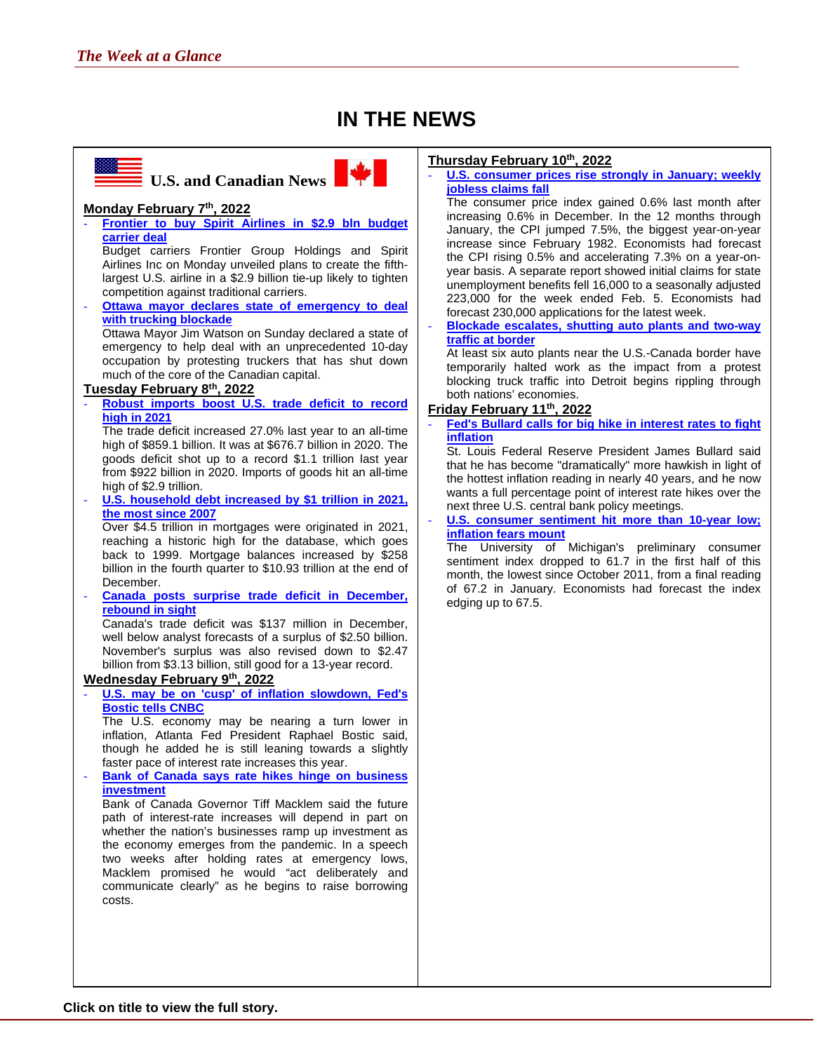# IN THE NEWS

## U.S. and Canadian News

### Monday February 7th, 2022

- **Frontier to buy Spirit Airlines in $2.9 bln budget carrier deal**

  Budget carriers Frontier Group Holdings and Spirit Airlines Inc on Monday unveiled plans to create the fifth-largest U.S. airline in a $2.9 billion tie-up likely to tighten competition against traditional carriers.

- **Ottawa mayor declares state of emergency to deal with trucking blockade**

  Ottawa Mayor Jim Watson on Sunday declared a state of emergency to help deal with an unprecedented 10-day occupation by protesting truckers that has shut down much of the core of the Canadian capital.

### Tuesday February 8th, 2022

- **Robust imports boost U.S. trade deficit to record high in 2021**

  The trade deficit increased 27.0% last year to an all-time high of $859.1 billion. It was at $676.7 billion in 2020. The goods deficit shot up to a record $1.1 trillion last year from $922 billion in 2020. Imports of goods hit an all-time high of $2.9 trillion.

- **U.S. household debt increased by $1 trillion in 2021, the most since 2007**

  Over $4.5 trillion in mortgages were originated in 2021, reaching a historic high for the database, which goes back to 1999. Mortgage balances increased by $258 billion in the fourth quarter to $10.93 trillion at the end of December.

- **Canada posts surprise trade deficit in December, rebound in sight**

  Canada's trade deficit was $137 million in December, well below analyst forecasts of a surplus of $2.50 billion. November's surplus was also revised down to $2.47 billion from $3.13 billion, still good for a 13-year record.

### Wednesday February 9th, 2022

- **U.S. may be on 'cusp' of inflation slowdown, Fed's Bostic tells CNBC**

  The U.S. economy may be nearing a turn lower in inflation, Atlanta Fed President Raphael Bostic said, though he added he is still leaning towards a slightly faster pace of interest rate increases this year.

- **Bank of Canada says rate hikes hinge on business investment**

  Bank of Canada Governor Tiff Macklem said the future path of interest-rate increases will depend in part on whether the nation's businesses ramp up investment as the economy emerges from the pandemic. In a speech two weeks after holding rates at emergency lows, Macklem promised he would "act deliberately and communicate clearly" as he begins to raise borrowing costs.

### Thursday February 10th, 2022

- **U.S. consumer prices rise strongly in January; weekly jobless claims fall**

  The consumer price index gained 0.6% last month after increasing 0.6% in December. In the 12 months through January, the CPI jumped 7.5%, the biggest year-on-year increase since February 1982. Economists had forecast the CPI rising 0.5% and accelerating 7.3% on a year-on-year basis. A separate report showed initial claims for state unemployment benefits fell 16,000 to a seasonally adjusted 223,000 for the week ended Feb. 5. Economists had forecast 230,000 applications for the latest week.

- **Blockade escalates, shutting auto plants and two-way traffic at border**

  At least six auto plants near the U.S.-Canada border have temporarily halted work as the impact from a protest blocking truck traffic into Detroit begins rippling through both nations' economies.

### Friday February 11th, 2022

- **Fed's Bullard calls for big hike in interest rates to fight inflation**

  St. Louis Federal Reserve President James Bullard said that he has become "dramatically" more hawkish in light of the hottest inflation reading in nearly 40 years, and he now wants a full percentage point of interest rate hikes over the next three U.S. central bank policy meetings.

- **U.S. consumer sentiment hit more than 10-year low; inflation fears mount**

  The University of Michigan's preliminary consumer sentiment index dropped to 61.7 in the first half of this month, the lowest since October 2011, from a final reading of 67.2 in January. Economists had forecast the index edging up to 67.5.

**Click on title to view the full story.**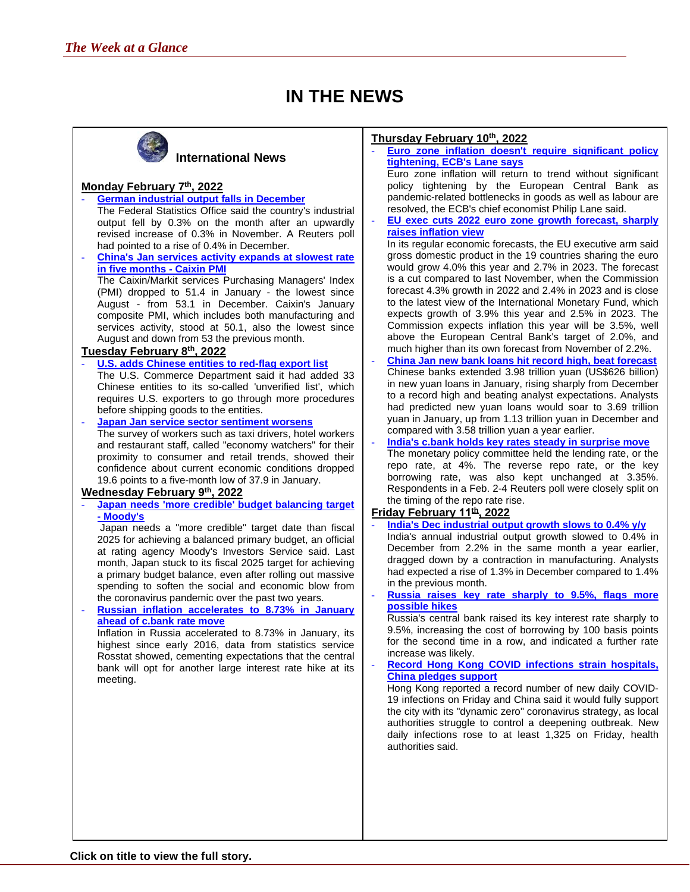# IN THE NEWS

## International News

### Monday February 7th, 2022

- **German industrial output falls in December**
  The Federal Statistics Office said the country's industrial output fell by 0.3% on the month after an upwardly revised increase of 0.3% in November. A Reuters poll had pointed to a rise of 0.4% in December.
- **China's Jan services activity expands at slowest rate in five months - Caixin PMI**
  The Caixin/Markit services Purchasing Managers' Index (PMI) dropped to 51.4 in January - the lowest since August - from 53.1 in December. Caixin's January composite PMI, which includes both manufacturing and services activity, stood at 50.1, also the lowest since August and down from 53 the previous month.

### Tuesday February 8th, 2022

- **U.S. adds Chinese entities to red-flag export list**
  The U.S. Commerce Department said it had added 33 Chinese entities to its so-called 'unverified list', which requires U.S. exporters to go through more procedures before shipping goods to the entities.
- **Japan Jan service sector sentiment worsens**
  The survey of workers such as taxi drivers, hotel workers and restaurant staff, called "economy watchers" for their proximity to consumer and retail trends, showed their confidence about current economic conditions dropped 19.6 points to a five-month low of 37.9 in January.

### Wednesday February 9th, 2022

- **Japan needs 'more credible' budget balancing target - Moody's**
  Japan needs a "more credible" target date than fiscal 2025 for achieving a balanced primary budget, an official at rating agency Moody's Investors Service said. Last month, Japan stuck to its fiscal 2025 target for achieving a primary budget balance, even after rolling out massive spending to soften the social and economic blow from the coronavirus pandemic over the past two years.
- **Russian inflation accelerates to 8.73% in January ahead of c.bank rate move**
  Inflation in Russia accelerated to 8.73% in January, its highest since early 2016, data from statistics service Rosstat showed, cementing expectations that the central bank will opt for another large interest rate hike at its meeting.

### Thursday February 10th, 2022

- **Euro zone inflation doesn't require significant policy tightening, ECB's Lane says**
  Euro zone inflation will return to trend without significant policy tightening by the European Central Bank as pandemic-related bottlenecks in goods as well as labour are resolved, the ECB's chief economist Philip Lane said.
- **EU exec cuts 2022 euro zone growth forecast, sharply raises inflation view**
  In its regular economic forecasts, the EU executive arm said gross domestic product in the 19 countries sharing the euro would grow 4.0% this year and 2.7% in 2023. The forecast is a cut compared to last November, when the Commission forecast 4.3% growth in 2022 and 2.4% in 2023 and is close to the latest view of the International Monetary Fund, which expects growth of 3.9% this year and 2.5% in 2023. The Commission expects inflation this year will be 3.5%, well above the European Central Bank's target of 2.0%, and much higher than its own forecast from November of 2.2%.
- **China Jan new bank loans hit record high, beat forecast**
  Chinese banks extended 3.98 trillion yuan (US$626 billion) in new yuan loans in January, rising sharply from December to a record high and beating analyst expectations. Analysts had predicted new yuan loans would soar to 3.69 trillion yuan in January, up from 1.13 trillion yuan in December and compared with 3.58 trillion yuan a year earlier.
- **India's c.bank holds key rates steady in surprise move**
  The monetary policy committee held the lending rate, or the repo rate, at 4%. The reverse repo rate, or the key borrowing rate, was also kept unchanged at 3.35%. Respondents in a Feb. 2-4 Reuters poll were closely split on the timing of the repo rate rise.

### Friday February 11th, 2022

- **India's Dec industrial output growth slows to 0.4% y/y**
  India's annual industrial output growth slowed to 0.4% in December from 2.2% in the same month a year earlier, dragged down by a contraction in manufacturing. Analysts had expected a rise of 1.3% in December compared to 1.4% in the previous month.
- **Russia raises key rate sharply to 9.5%, flags more possible hikes**
  Russia's central bank raised its key interest rate sharply to 9.5%, increasing the cost of borrowing by 100 basis points for the second time in a row, and indicated a further rate increase was likely.
- **Record Hong Kong COVID infections strain hospitals, China pledges support**
  Hong Kong reported a record number of new daily COVID-19 infections on Friday and China said it would fully support the city with its "dynamic zero" coronavirus strategy, as local authorities struggle to control a deepening outbreak. New daily infections rose to at least 1,325 on Friday, health authorities said.

**Click on title to view the full story.**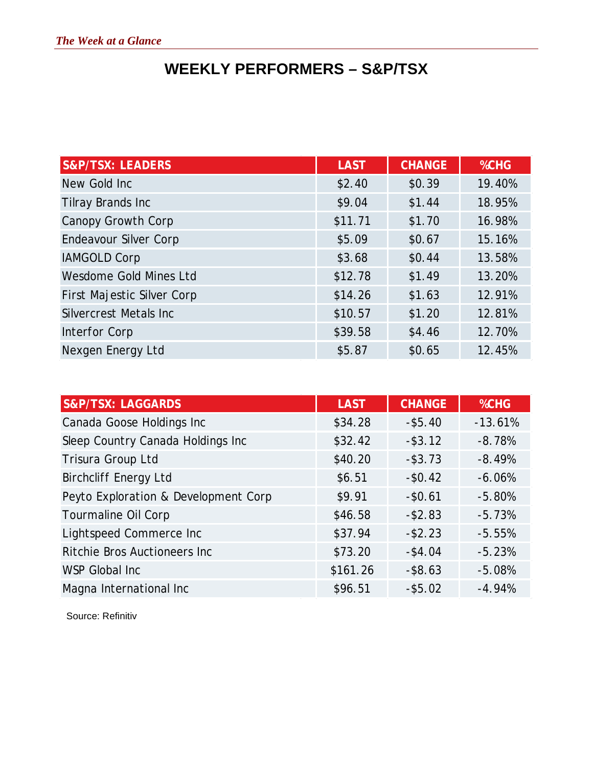# WEEKLY PERFORMERS – S&P/TSX

| S&P/TSX: LEADERS | LAST | CHANGE | %CHG |
|---|---|---|---|
| New Gold Inc | $2.40 | $0.39 | 19.40% |
| Tilray Brands Inc | $9.04 | $1.44 | 18.95% |
| Canopy Growth Corp | $11.71 | $1.70 | 16.98% |
| Endeavour Silver Corp | $5.09 | $0.67 | 15.16% |
| IAMGOLD Corp | $3.68 | $0.44 | 13.58% |
| Wesdome Gold Mines Ltd | $12.78 | $1.49 | 13.20% |
| First Majestic Silver Corp | $14.26 | $1.63 | 12.91% |
| Silvercrest Metals Inc | $10.57 | $1.20 | 12.81% |
| Interfor Corp | $39.58 | $4.46 | 12.70% |
| Nexgen Energy Ltd | $5.87 | $0.65 | 12.45% |

| S&P/TSX: LAGGARDS | LAST | CHANGE | %CHG |
|---|---|---|---|
| Canada Goose Holdings Inc | $34.28 | -$5.40 | -13.61% |
| Sleep Country Canada Holdings Inc | $32.42 | -$3.12 | -8.78% |
| Trisura Group Ltd | $40.20 | -$3.73 | -8.49% |
| Birchcliff Energy Ltd | $6.51 | -$0.42 | -6.06% |
| Peyto Exploration & Development Corp | $9.91 | -$0.61 | -5.80% |
| Tourmaline Oil Corp | $46.58 | -$2.83 | -5.73% |
| Lightspeed Commerce Inc | $37.94 | -$2.23 | -5.55% |
| Ritchie Bros Auctioneers Inc | $73.20 | -$4.04 | -5.23% |
| WSP Global Inc | $161.26 | -$8.63 | -5.08% |
| Magna International Inc | $96.51 | -$5.02 | -4.94% |

Source: Refinitiv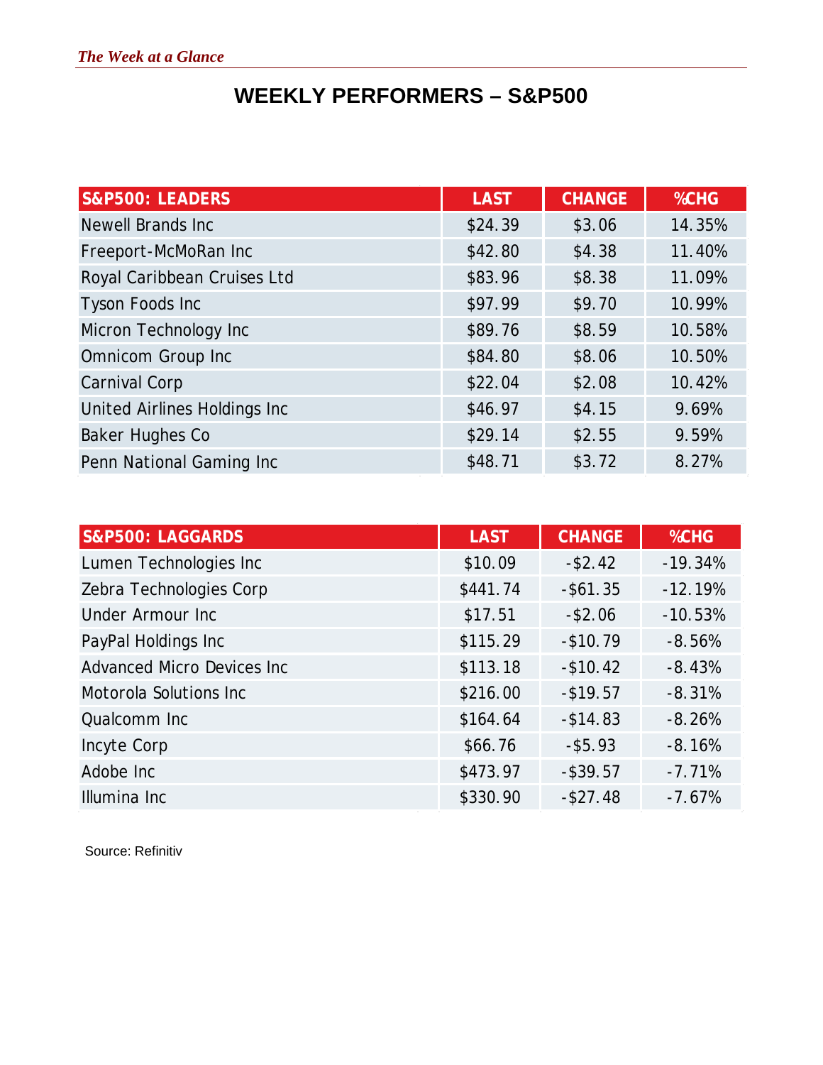*The Week at a Glance*

# WEEKLY PERFORMERS – S&P500

| S&P500: LEADERS | LAST | CHANGE | %CHG |
|---|---|---|---|
| Newell Brands Inc | $24.39 | $3.06 | 14.35% |
| Freeport-McMoRan Inc | $42.80 | $4.38 | 11.40% |
| Royal Caribbean Cruises Ltd | $83.96 | $8.38 | 11.09% |
| Tyson Foods Inc | $97.99 | $9.70 | 10.99% |
| Micron Technology Inc | $89.76 | $8.59 | 10.58% |
| Omnicom Group Inc | $84.80 | $8.06 | 10.50% |
| Carnival Corp | $22.04 | $2.08 | 10.42% |
| United Airlines Holdings Inc | $46.97 | $4.15 | 9.69% |
| Baker Hughes Co | $29.14 | $2.55 | 9.59% |
| Penn National Gaming Inc | $48.71 | $3.72 | 8.27% |

| S&P500: LAGGARDS | LAST | CHANGE | %CHG |
|---|---|---|---|
| Lumen Technologies Inc | $10.09 | -$2.42 | -19.34% |
| Zebra Technologies Corp | $441.74 | -$61.35 | -12.19% |
| Under Armour Inc | $17.51 | -$2.06 | -10.53% |
| PayPal Holdings Inc | $115.29 | -$10.79 | -8.56% |
| Advanced Micro Devices Inc | $113.18 | -$10.42 | -8.43% |
| Motorola Solutions Inc | $216.00 | -$19.57 | -8.31% |
| Qualcomm Inc | $164.64 | -$14.83 | -8.26% |
| Incyte Corp | $66.76 | -$5.93 | -8.16% |
| Adobe Inc | $473.97 | -$39.57 | -7.71% |
| Illumina Inc | $330.90 | -$27.48 | -7.67% |

Source: Refinitiv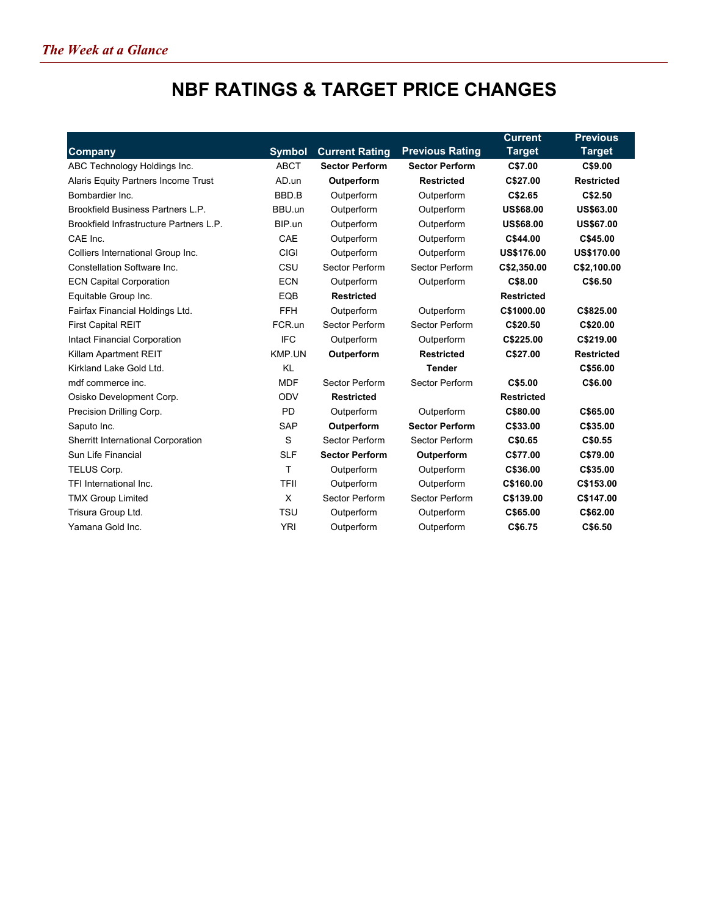*The Week at a Glance*

# NBF RATINGS & TARGET PRICE CHANGES

| Company | Symbol | Current Rating | Previous Rating | Current Target | Previous Target |
|---|---|---|---|---|---|
| ABC Technology Holdings Inc. | ABCT | **Sector Perform** | **Sector Perform** | **C$7.00** | **C$9.00** |
| Alaris Equity Partners Income Trust | AD.un | **Outperform** | **Restricted** | **C$27.00** | **Restricted** |
| Bombardier Inc. | BBD.B | Outperform | Outperform | **C$2.65** | **C$2.50** |
| Brookfield Business Partners L.P. | BBU.un | Outperform | Outperform | **US$68.00** | **US$63.00** |
| Brookfield Infrastructure Partners L.P. | BIP.un | Outperform | Outperform | **US$68.00** | **US$67.00** |
| CAE Inc. | CAE | Outperform | Outperform | **C$44.00** | **C$45.00** |
| Colliers International Group Inc. | CIGI | Outperform | Outperform | **US$176.00** | **US$170.00** |
| Constellation Software Inc. | CSU | Sector Perform | Sector Perform | **C$2,350.00** | **C$2,100.00** |
| ECN Capital Corporation | ECN | Outperform | Outperform | **C$8.00** | **C$6.50** |
| Equitable Group Inc. | EQB | **Restricted** | | **Restricted** | |
| Fairfax Financial Holdings Ltd. | FFH | Outperform | Outperform | **C$1000.00** | **C$825.00** |
| First Capital REIT | FCR.un | Sector Perform | Sector Perform | **C$20.50** | **C$20.00** |
| Intact Financial Corporation | IFC | Outperform | Outperform | **C$225.00** | **C$219.00** |
| Killam Apartment REIT | KMP.UN | **Outperform** | **Restricted** | **C$27.00** | **Restricted** |
| Kirkland Lake Gold Ltd. | KL | | **Tender** | | **C$56.00** |
| mdf commerce inc. | MDF | Sector Perform | Sector Perform | **C$5.00** | **C$6.00** |
| Osisko Development Corp. | ODV | **Restricted** | | **Restricted** | |
| Precision Drilling Corp. | PD | Outperform | Outperform | **C$80.00** | **C$65.00** |
| Saputo Inc. | SAP | **Outperform** | **Sector Perform** | **C$33.00** | **C$35.00** |
| Sherritt International Corporation | S | Sector Perform | Sector Perform | **C$0.65** | **C$0.55** |
| Sun Life Financial | SLF | **Sector Perform** | **Outperform** | **C$77.00** | **C$79.00** |
| TELUS Corp. | T | Outperform | Outperform | **C$36.00** | **C$35.00** |
| TFI International Inc. | TFII | Outperform | Outperform | **C$160.00** | **C$153.00** |
| TMX Group Limited | X | Sector Perform | Sector Perform | **C$139.00** | **C$147.00** |
| Trisura Group Ltd. | TSU | Outperform | Outperform | **C$65.00** | **C$62.00** |
| Yamana Gold Inc. | YRI | Outperform | Outperform | **C$6.75** | **C$6.50** |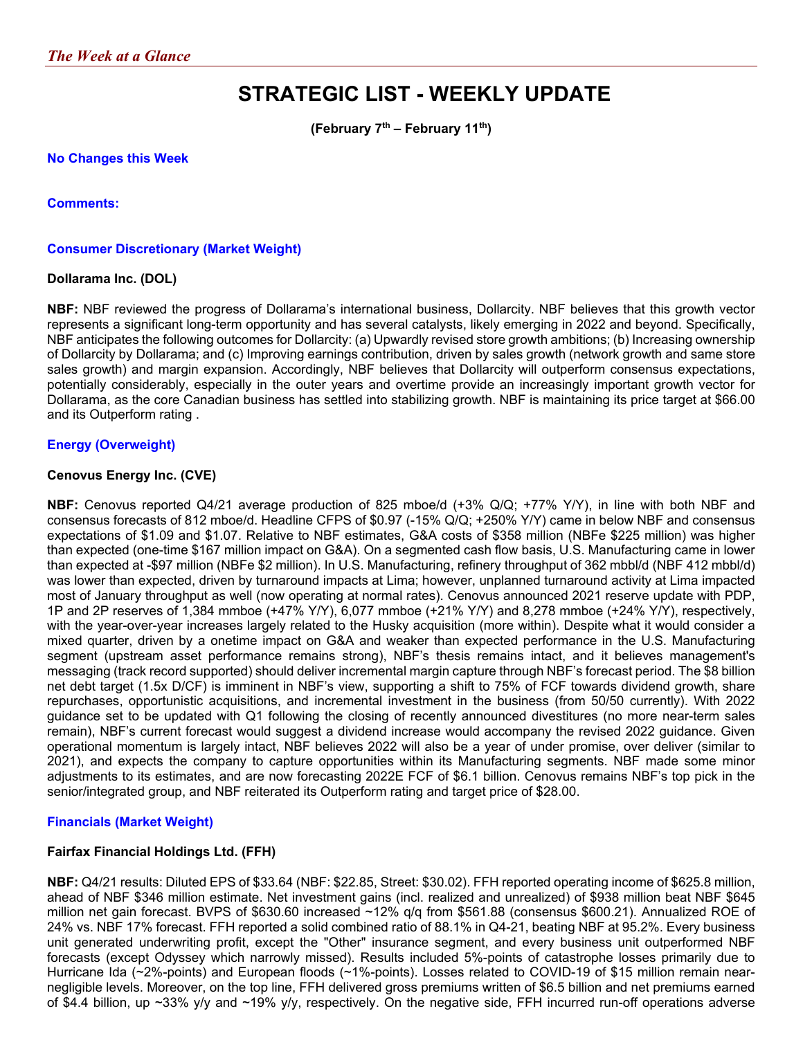*The Week at a Glance*

# STRATEGIC LIST - WEEKLY UPDATE

**(February 7th – February 11th)**

**No Changes this Week**

**Comments:**

### Consumer Discretionary (Market Weight)

**Dollarama Inc. (DOL)**

**NBF:** NBF reviewed the progress of Dollarama's international business, Dollarcity. NBF believes that this growth vector represents a significant long-term opportunity and has several catalysts, likely emerging in 2022 and beyond. Specifically, NBF anticipates the following outcomes for Dollarcity: (a) Upwardly revised store growth ambitions; (b) Increasing ownership of Dollarcity by Dollarama; and (c) Improving earnings contribution, driven by sales growth (network growth and same store sales growth) and margin expansion. Accordingly, NBF believes that Dollarcity will outperform consensus expectations, potentially considerably, especially in the outer years and overtime provide an increasingly important growth vector for Dollarama, as the core Canadian business has settled into stabilizing growth. NBF is maintaining its price target at $66.00 and its Outperform rating .

### Energy (Overweight)

**Cenovus Energy Inc. (CVE)**

**NBF:** Cenovus reported Q4/21 average production of 825 mboe/d (+3% Q/Q; +77% Y/Y), in line with both NBF and consensus forecasts of 812 mboe/d. Headline CFPS of $0.97 (-15% Q/Q; +250% Y/Y) came in below NBF and consensus expectations of $1.09 and $1.07. Relative to NBF estimates, G&A costs of $358 million (NBFe $225 million) was higher than expected (one-time $167 million impact on G&A). On a segmented cash flow basis, U.S. Manufacturing came in lower than expected at -$97 million (NBFe $2 million). In U.S. Manufacturing, refinery throughput of 362 mbbl/d (NBF 412 mbbl/d) was lower than expected, driven by turnaround impacts at Lima; however, unplanned turnaround activity at Lima impacted most of January throughput as well (now operating at normal rates). Cenovus announced 2021 reserve update with PDP, 1P and 2P reserves of 1,384 mmboe (+47% Y/Y), 6,077 mmboe (+21% Y/Y) and 8,278 mmboe (+24% Y/Y), respectively, with the year-over-year increases largely related to the Husky acquisition (more within). Despite what it would consider a mixed quarter, driven by a onetime impact on G&A and weaker than expected performance in the U.S. Manufacturing segment (upstream asset performance remains strong), NBF's thesis remains intact, and it believes management's messaging (track record supported) should deliver incremental margin capture through NBF's forecast period. The $8 billion net debt target (1.5x D/CF) is imminent in NBF's view, supporting a shift to 75% of FCF towards dividend growth, share repurchases, opportunistic acquisitions, and incremental investment in the business (from 50/50 currently). With 2022 guidance set to be updated with Q1 following the closing of recently announced divestitures (no more near-term sales remain), NBF's current forecast would suggest a dividend increase would accompany the revised 2022 guidance. Given operational momentum is largely intact, NBF believes 2022 will also be a year of under promise, over deliver (similar to 2021), and expects the company to capture opportunities within its Manufacturing segments. NBF made some minor adjustments to its estimates, and are now forecasting 2022E FCF of $6.1 billion. Cenovus remains NBF's top pick in the senior/integrated group, and NBF reiterated its Outperform rating and target price of $28.00.

### Financials (Market Weight)

**Fairfax Financial Holdings Ltd. (FFH)**

**NBF:** Q4/21 results: Diluted EPS of $33.64 (NBF: $22.85, Street: $30.02). FFH reported operating income of $625.8 million, ahead of NBF $346 million estimate. Net investment gains (incl. realized and unrealized) of $938 million beat NBF $645 million net gain forecast. BVPS of $630.60 increased ~12% q/q from $561.88 (consensus $600.21). Annualized ROE of 24% vs. NBF 17% forecast. FFH reported a solid combined ratio of 88.1% in Q4-21, beating NBF at 95.2%. Every business unit generated underwriting profit, except the "Other" insurance segment, and every business unit outperformed NBF forecasts (except Odyssey which narrowly missed). Results included 5%-points of catastrophe losses primarily due to Hurricane Ida (~2%-points) and European floods (~1%-points). Losses related to COVID-19 of $15 million remain near-negligible levels. Moreover, on the top line, FFH delivered gross premiums written of $6.5 billion and net premiums earned of $4.4 billion, up ~33% y/y and ~19% y/y, respectively. On the negative side, FFH incurred run-off operations adverse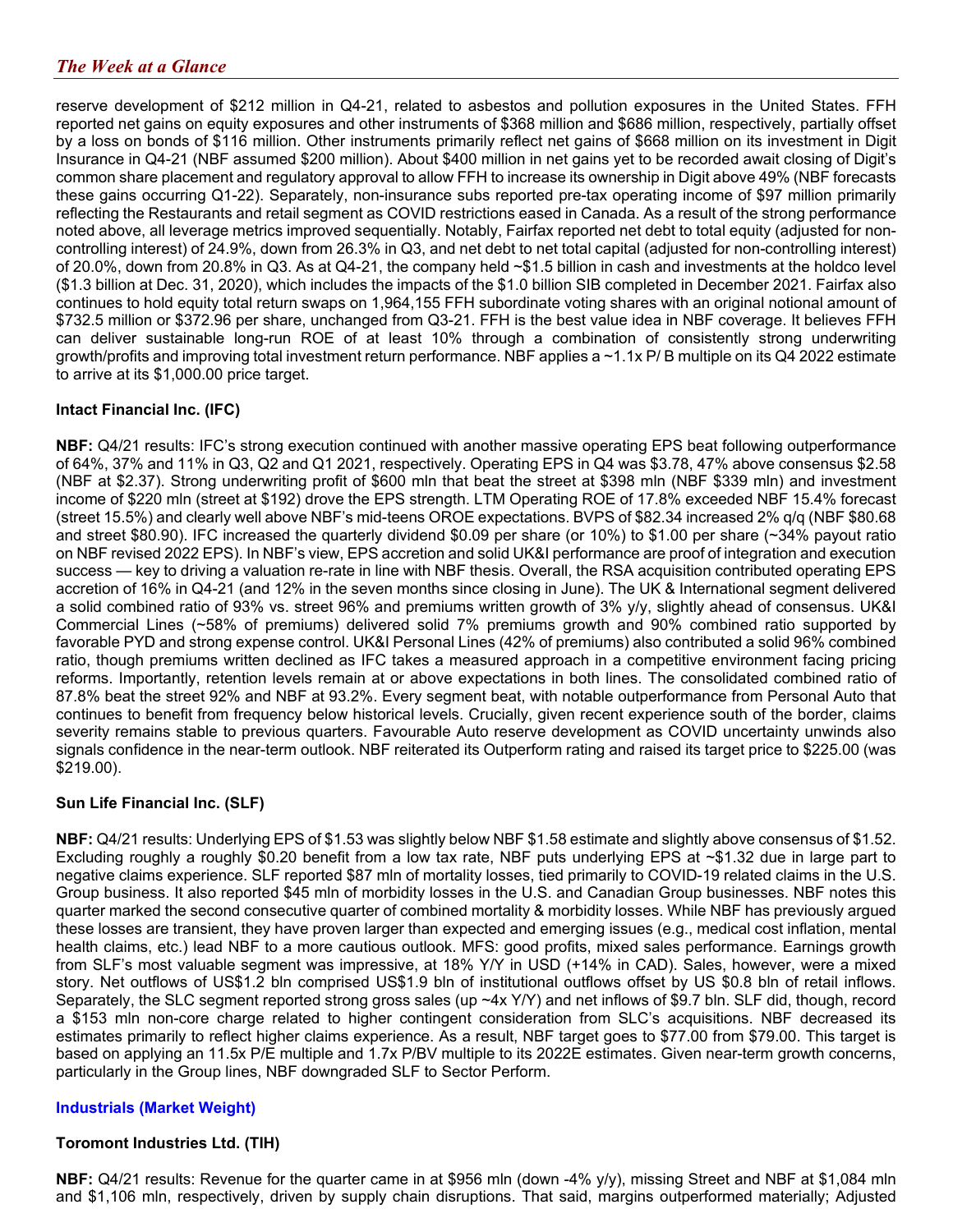reserve development of $212 million in Q4-21, related to asbestos and pollution exposures in the United States. FFH reported net gains on equity exposures and other instruments of $368 million and $686 million, respectively, partially offset by a loss on bonds of $116 million. Other instruments primarily reflect net gains of $668 million on its investment in Digit Insurance in Q4-21 (NBF assumed $200 million). About $400 million in net gains yet to be recorded await closing of Digit's common share placement and regulatory approval to allow FFH to increase its ownership in Digit above 49% (NBF forecasts these gains occurring Q1-22). Separately, non-insurance subs reported pre-tax operating income of $97 million primarily reflecting the Restaurants and retail segment as COVID restrictions eased in Canada. As a result of the strong performance noted above, all leverage metrics improved sequentially. Notably, Fairfax reported net debt to total equity (adjusted for non-controlling interest) of 24.9%, down from 26.3% in Q3, and net debt to net total capital (adjusted for non-controlling interest) of 20.0%, down from 20.8% in Q3. As at Q4-21, the company held ~$1.5 billion in cash and investments at the holdco level ($1.3 billion at Dec. 31, 2020), which includes the impacts of the $1.0 billion SIB completed in December 2021. Fairfax also continues to hold equity total return swaps on 1,964,155 FFH subordinate voting shares with an original notional amount of $732.5 million or $372.96 per share, unchanged from Q3-21. FFH is the best value idea in NBF coverage. It believes FFH can deliver sustainable long-run ROE of at least 10% through a combination of consistently strong underwriting growth/profits and improving total investment return performance. NBF applies a ~1.1x P/ B multiple on its Q4 2022 estimate to arrive at its $1,000.00 price target.

### Intact Financial Inc. (IFC)

**NBF:** Q4/21 results: IFC's strong execution continued with another massive operating EPS beat following outperformance of 64%, 37% and 11% in Q3, Q2 and Q1 2021, respectively. Operating EPS in Q4 was $3.78, 47% above consensus $2.58 (NBF at $2.37). Strong underwriting profit of $600 mln that beat the street at $398 mln (NBF $339 mln) and investment income of $220 mln (street at $192) drove the EPS strength. LTM Operating ROE of 17.8% exceeded NBF 15.4% forecast (street 15.5%) and clearly well above NBF's mid-teens OROE expectations. BVPS of $82.34 increased 2% q/q (NBF $80.68 and street $80.90). IFC increased the quarterly dividend $0.09 per share (or 10%) to $1.00 per share (~34% payout ratio on NBF revised 2022 EPS). In NBF's view, EPS accretion and solid UK&I performance are proof of integration and execution success — key to driving a valuation re-rate in line with NBF thesis. Overall, the RSA acquisition contributed operating EPS accretion of 16% in Q4-21 (and 12% in the seven months since closing in June). The UK & International segment delivered a solid combined ratio of 93% vs. street 96% and premiums written growth of 3% y/y, slightly ahead of consensus. UK&I Commercial Lines (~58% of premiums) delivered solid 7% premiums growth and 90% combined ratio supported by favorable PYD and strong expense control. UK&I Personal Lines (42% of premiums) also contributed a solid 96% combined ratio, though premiums written declined as IFC takes a measured approach in a competitive environment facing pricing reforms. Importantly, retention levels remain at or above expectations in both lines. The consolidated combined ratio of 87.8% beat the street 92% and NBF at 93.2%. Every segment beat, with notable outperformance from Personal Auto that continues to benefit from frequency below historical levels. Crucially, given recent experience south of the border, claims severity remains stable to previous quarters. Favourable Auto reserve development as COVID uncertainty unwinds also signals confidence in the near-term outlook. NBF reiterated its Outperform rating and raised its target price to $225.00 (was $219.00).

### Sun Life Financial Inc. (SLF)

**NBF:** Q4/21 results: Underlying EPS of $1.53 was slightly below NBF $1.58 estimate and slightly above consensus of $1.52. Excluding roughly a roughly $0.20 benefit from a low tax rate, NBF puts underlying EPS at ~$1.32 due in large part to negative claims experience. SLF reported $87 mln of mortality losses, tied primarily to COVID-19 related claims in the U.S. Group business. It also reported $45 mln of morbidity losses in the U.S. and Canadian Group businesses. NBF notes this quarter marked the second consecutive quarter of combined mortality & morbidity losses. While NBF has previously argued these losses are transient, they have proven larger than expected and emerging issues (e.g., medical cost inflation, mental health claims, etc.) lead NBF to a more cautious outlook. MFS: good profits, mixed sales performance. Earnings growth from SLF's most valuable segment was impressive, at 18% Y/Y in USD (+14% in CAD). Sales, however, were a mixed story. Net outflows of US$1.2 bln comprised US$1.9 bln of institutional outflows offset by US $0.8 bln of retail inflows. Separately, the SLC segment reported strong gross sales (up ~4x Y/Y) and net inflows of $9.7 bln. SLF did, though, record a $153 mln non-core charge related to higher contingent consideration from SLC's acquisitions. NBF decreased its estimates primarily to reflect higher claims experience. As a result, NBF target goes to $77.00 from $79.00. This target is based on applying an 11.5x P/E multiple and 1.7x P/BV multiple to its 2022E estimates. Given near-term growth concerns, particularly in the Group lines, NBF downgraded SLF to Sector Perform.

## Industrials (Market Weight)

### Toromont Industries Ltd. (TIH)

**NBF:** Q4/21 results: Revenue for the quarter came in at $956 mln (down -4% y/y), missing Street and NBF at $1,084 mln and $1,106 mln, respectively, driven by supply chain disruptions. That said, margins outperformed materially; Adjusted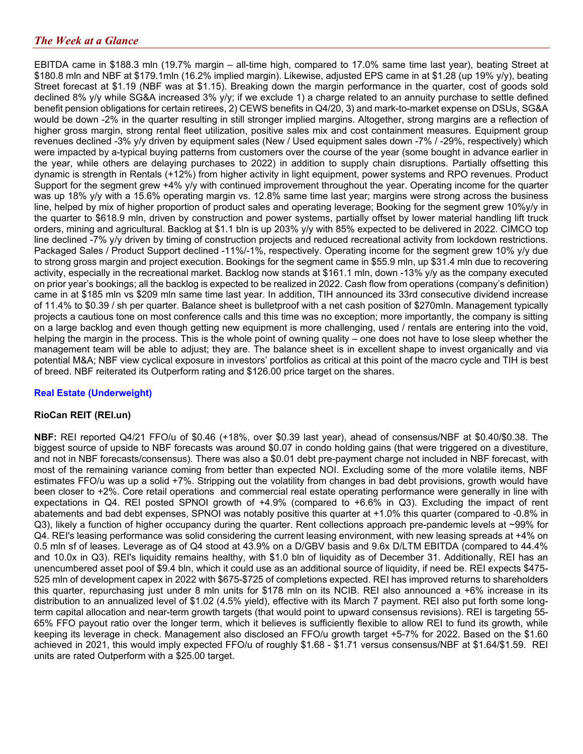EBITDA came in $188.3 mln (19.7% margin – all-time high, compared to 17.0% same time last year), beating Street at $180.8 mln and NBF at $179.1mln (16.2% implied margin). Likewise, adjusted EPS came in at $1.28 (up 19% y/y), beating Street forecast at $1.19 (NBF was at $1.15). Breaking down the margin performance in the quarter, cost of goods sold declined 8% y/y while SG&A increased 3% y/y; if we exclude 1) a charge related to an annuity purchase to settle defined benefit pension obligations for certain retirees, 2) CEWS benefits in Q4/20, 3) and mark-to-market expense on DSUs, SG&A would be down -2% in the quarter resulting in still stronger implied margins. Altogether, strong margins are a reflection of higher gross margin, strong rental fleet utilization, positive sales mix and cost containment measures. Equipment group revenues declined -3% y/y driven by equipment sales (New / Used equipment sales down -7% / -29%, respectively) which were impacted by a-typical buying patterns from customers over the course of the year (some bought in advance earlier in the year, while others are delaying purchases to 2022) in addition to supply chain disruptions. Partially offsetting this dynamic is strength in Rentals (+12%) from higher activity in light equipment, power systems and RPO revenues. Product Support for the segment grew +4% y/y with continued improvement throughout the year. Operating income for the quarter was up 18% y/y with a 15.6% operating margin vs. 12.8% same time last year; margins were strong across the business line, helped by mix of higher proportion of product sales and operating leverage; Booking for the segment grew 10%y/y in the quarter to $618.9 mln, driven by construction and power systems, partially offset by lower material handling lift truck orders, mining and agricultural. Backlog at $1.1 bln is up 203% y/y with 85% expected to be delivered in 2022. CIMCO top line declined -7% y/y driven by timing of construction projects and reduced recreational activity from lockdown restrictions. Packaged Sales / Product Support declined -11%/-1%, respectively. Operating income for the segment grew 10% y/y due to strong gross margin and project execution. Bookings for the segment came in $55.9 mln, up $31.4 mln due to recovering activity, especially in the recreational market. Backlog now stands at $161.1 mln, down -13% y/y as the company executed on prior year's bookings; all the backlog is expected to be realized in 2022. Cash flow from operations (company's definition) came in at $185 mln vs $209 mln same time last year. In addition, TIH announced its 33rd consecutive dividend increase of 11.4% to $0.39 / sh per quarter. Balance sheet is bulletproof with a net cash position of $270mln. Management typically projects a cautious tone on most conference calls and this time was no exception; more importantly, the company is sitting on a large backlog and even though getting new equipment is more challenging, used / rentals are entering into the void, helping the margin in the process. This is the whole point of owning quality – one does not have to lose sleep whether the management team will be able to adjust; they are. The balance sheet is in excellent shape to invest organically and via potential M&A; NBF view cyclical exposure in investors' portfolios as critical at this point of the macro cycle and TIH is best of breed. NBF reiterated its Outperform rating and $126.00 price target on the shares.

## Real Estate (Underweight)

### RioCan REIT (REI.un)

**NBF:** REI reported Q4/21 FFO/u of $0.46 (+18%, over $0.39 last year), ahead of consensus/NBF at $0.40/$0.38. The biggest source of upside to NBF forecasts was around $0.07 in condo holding gains (that were triggered on a divestiture, and not in NBF forecasts/consensus). There was also a $0.01 debt pre-payment charge not included in NBF forecast, with most of the remaining variance coming from better than expected NOI. Excluding some of the more volatile items, NBF estimates FFO/u was up a solid +7%. Stripping out the volatility from changes in bad debt provisions, growth would have been closer to +2%. Core retail operations and commercial real estate operating performance were generally in line with expectations in Q4. REI posted SPNOI growth of +4.9% (compared to +6.6% in Q3). Excluding the impact of rent abatements and bad debt expenses, SPNOI was notably positive this quarter at +1.0% this quarter (compared to -0.8% in Q3), likely a function of higher occupancy during the quarter. Rent collections approach pre-pandemic levels at ~99% for Q4. REI's leasing performance was solid considering the current leasing environment, with new leasing spreads at +4% on 0.5 mln sf of leases. Leverage as of Q4 stood at 43.9% on a D/GBV basis and 9.6x D/LTM EBITDA (compared to 44.4% and 10.0x in Q3). REI's liquidity remains healthy, with $1.0 bln of liquidity as of December 31. Additionally, REI has an unencumbered asset pool of $9.4 bln, which it could use as an additional source of liquidity, if need be. REI expects $475-525 mln of development capex in 2022 with $675-$725 of completions expected. REI has improved returns to shareholders this quarter, repurchasing just under 8 mln units for $178 mln on its NCIB. REI also announced a +6% increase in its distribution to an annualized level of $1.02 (4.5% yield), effective with its March 7 payment. REI also put forth some long-term capital allocation and near-term growth targets (that would point to upward consensus revisions). REI is targeting 55-65% FFO payout ratio over the longer term, which it believes is sufficiently flexible to allow REI to fund its growth, while keeping its leverage in check. Management also disclosed an FFO/u growth target +5-7% for 2022. Based on the $1.60 achieved in 2021, this would imply expected FFO/u of roughly $1.68 - $1.71 versus consensus/NBF at $1.64/$1.59. REI units are rated Outperform with a $25.00 target.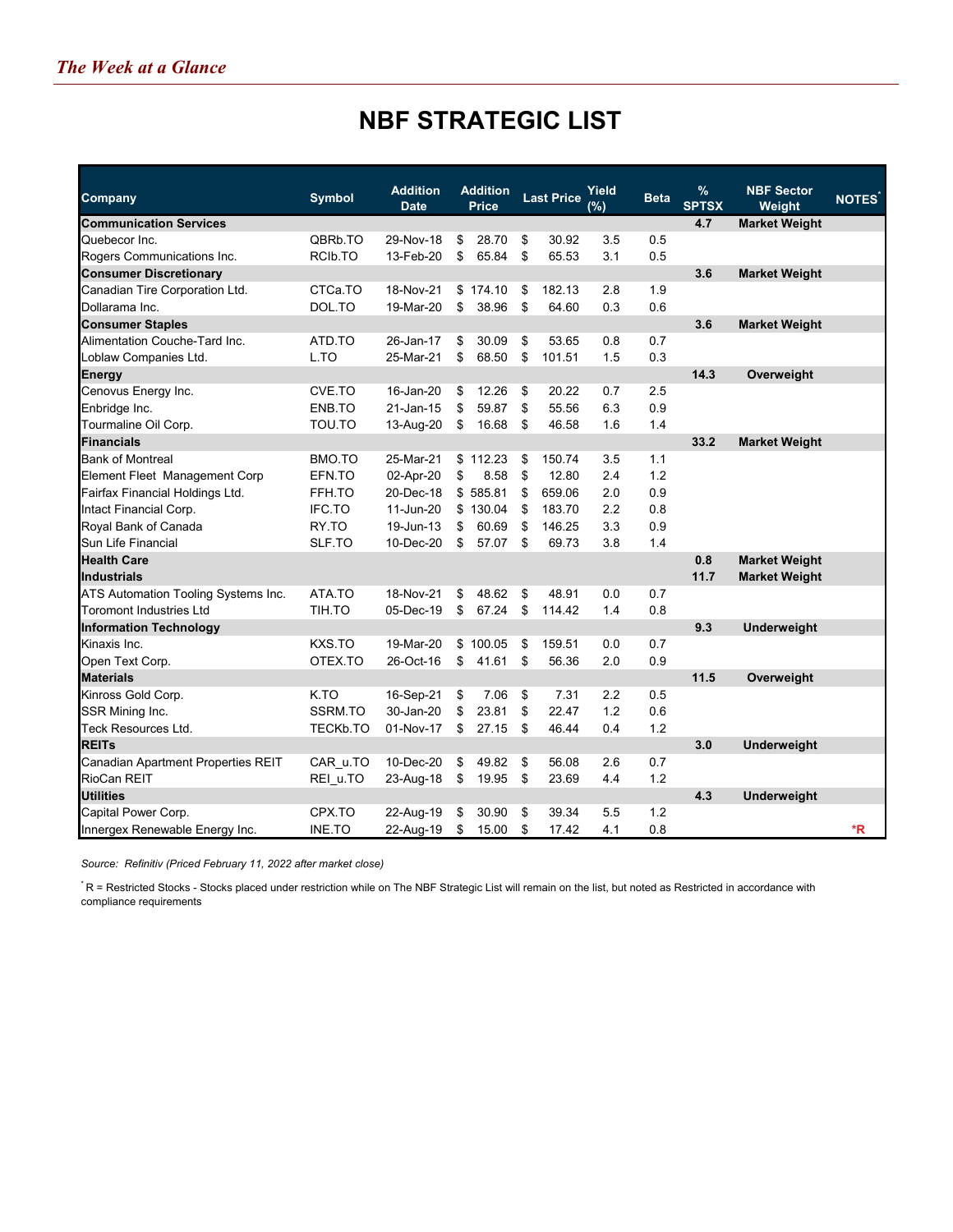# NBF STRATEGIC LIST

| Company | Symbol | Addition Date | Addition Price | Last Price | Yield (%) | Beta | % SPTSX | NBF Sector Weight | NOTES[*] |
|---|---|---|---|---|---|---|---|---|---|
| **Communication Services** | | | | | | | **4.7** | **Market Weight** | |
| Quebecor Inc. | QBRb.TO | 29-Nov-18 | $ 28.70 | $ 30.92 | 3.5 | 0.5 | | | |
| Rogers Communications Inc. | RCIb.TO | 13-Feb-20 | $ 65.84 | $ 65.53 | 3.1 | 0.5 | | | |
| **Consumer Discretionary** | | | | | | | **3.6** | **Market Weight** | |
| Canadian Tire Corporation Ltd. | CTCa.TO | 18-Nov-21 | $ 174.10 | $ 182.13 | 2.8 | 1.9 | | | |
| Dollarama Inc. | DOL.TO | 19-Mar-20 | $ 38.96 | $ 64.60 | 0.3 | 0.6 | | | |
| **Consumer Staples** | | | | | | | **3.6** | **Market Weight** | |
| Alimentation Couche-Tard Inc. | ATD.TO | 26-Jan-17 | $ 30.09 | $ 53.65 | 0.8 | 0.7 | | | |
| Loblaw Companies Ltd. | L.TO | 25-Mar-21 | $ 68.50 | $ 101.51 | 1.5 | 0.3 | | | |
| **Energy** | | | | | | | **14.3** | **Overweight** | |
| Cenovus Energy Inc. | CVE.TO | 16-Jan-20 | $ 12.26 | $ 20.22 | 0.7 | 2.5 | | | |
| Enbridge Inc. | ENB.TO | 21-Jan-15 | $ 59.87 | $ 55.56 | 6.3 | 0.9 | | | |
| Tourmaline Oil Corp. | TOU.TO | 13-Aug-20 | $ 16.68 | $ 46.58 | 1.6 | 1.4 | | | |
| **Financials** | | | | | | | **33.2** | **Market Weight** | |
| Bank of Montreal | BMO.TO | 25-Mar-21 | $ 112.23 | $ 150.74 | 3.5 | 1.1 | | | |
| Element Fleet Management Corp | EFN.TO | 02-Apr-20 | $ 8.58 | $ 12.80 | 2.4 | 1.2 | | | |
| Fairfax Financial Holdings Ltd. | FFH.TO | 20-Dec-18 | $ 585.81 | $ 659.06 | 2.0 | 0.9 | | | |
| Intact Financial Corp. | IFC.TO | 11-Jun-20 | $ 130.04 | $ 183.70 | 2.2 | 0.8 | | | |
| Royal Bank of Canada | RY.TO | 19-Jun-13 | $ 60.69 | $ 146.25 | 3.3 | 0.9 | | | |
| Sun Life Financial | SLF.TO | 10-Dec-20 | $ 57.07 | $ 69.73 | 3.8 | 1.4 | | | |
| **Health Care** | | | | | | | **0.8** | **Market Weight** | |
| **Industrials** | | | | | | | **11.7** | **Market Weight** | |
| ATS Automation Tooling Systems Inc. | ATA.TO | 18-Nov-21 | $ 48.62 | $ 48.91 | 0.0 | 0.7 | | | |
| Toromont Industries Ltd | TIH.TO | 05-Dec-19 | $ 67.24 | $ 114.42 | 1.4 | 0.8 | | | |
| **Information Technology** | | | | | | | **9.3** | **Underweight** | |
| Kinaxis Inc. | KXS.TO | 19-Mar-20 | $ 100.05 | $ 159.51 | 0.0 | 0.7 | | | |
| Open Text Corp. | OTEX.TO | 26-Oct-16 | $ 41.61 | $ 56.36 | 2.0 | 0.9 | | | |
| **Materials** | | | | | | | **11.5** | **Overweight** | |
| Kinross Gold Corp. | K.TO | 16-Sep-21 | $ 7.06 | $ 7.31 | 2.2 | 0.5 | | | |
| SSR Mining Inc. | SSRM.TO | 30-Jan-20 | $ 23.81 | $ 22.47 | 1.2 | 0.6 | | | |
| Teck Resources Ltd. | TECKb.TO | 01-Nov-17 | $ 27.15 | $ 46.44 | 0.4 | 1.2 | | | |
| **REITs** | | | | | | | **3.0** | **Underweight** | |
| Canadian Apartment Properties REIT | CAR_u.TO | 10-Dec-20 | $ 49.82 | $ 56.08 | 2.6 | 0.7 | | | |
| RioCan REIT | REI_u.TO | 23-Aug-18 | $ 19.95 | $ 23.69 | 4.4 | 1.2 | | | |
| **Utilities** | | | | | | | **4.3** | **Underweight** | |
| Capital Power Corp. | CPX.TO | 22-Aug-19 | $ 30.90 | $ 39.34 | 5.5 | 1.2 | | | |
| Innergex Renewable Energy Inc. | INE.TO | 22-Aug-19 | $ 15.00 | $ 17.42 | 4.1 | 0.8 | | | *R |

*Source: Refinitiv (Priced February 11, 2022 after market close)*

[*] R = Restricted Stocks - Stocks placed under restriction while on The NBF Strategic List will remain on the list, but noted as Restricted in accordance with compliance requirements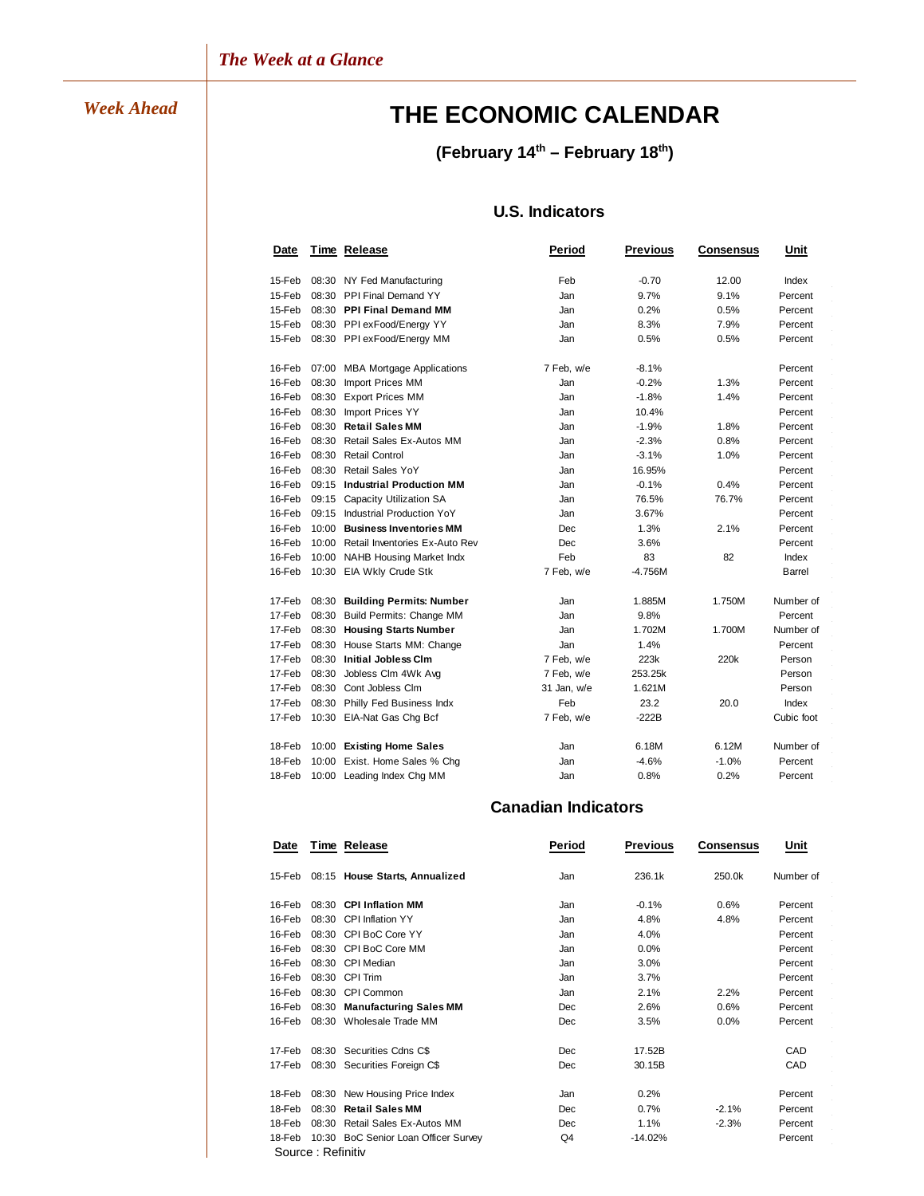*The Week at a Glance*

*Week Ahead*

# THE ECONOMIC CALENDAR

## (February 14th – February 18th)

### U.S. Indicators

| Date | Time | Release | Period | Previous | Consensus | Unit |
|---|---|---|---|---|---|---|
| 15-Feb | 08:30 | NY Fed Manufacturing | Feb | -0.70 | 12.00 | Index |
| 15-Feb | 08:30 | PPI Final Demand YY | Jan | 9.7% | 9.1% | Percent |
| 15-Feb | 08:30 | **PPI Final Demand MM** | Jan | 0.2% | 0.5% | Percent |
| 15-Feb | 08:30 | PPI exFood/Energy YY | Jan | 8.3% | 7.9% | Percent |
| 15-Feb | 08:30 | PPI exFood/Energy MM | Jan | 0.5% | 0.5% | Percent |
| | | | | | | |
| 16-Feb | 07:00 | MBA Mortgage Applications | 7 Feb, w/e | -8.1% | | Percent |
| 16-Feb | 08:30 | Import Prices MM | Jan | -0.2% | 1.3% | Percent |
| 16-Feb | 08:30 | Export Prices MM | Jan | -1.8% | 1.4% | Percent |
| 16-Feb | 08:30 | Import Prices YY | Jan | 10.4% | | Percent |
| 16-Feb | 08:30 | **Retail Sales MM** | Jan | -1.9% | 1.8% | Percent |
| 16-Feb | 08:30 | Retail Sales Ex-Autos MM | Jan | -2.3% | 0.8% | Percent |
| 16-Feb | 08:30 | Retail Control | Jan | -3.1% | 1.0% | Percent |
| 16-Feb | 08:30 | Retail Sales YoY | Jan | 16.95% | | Percent |
| 16-Feb | 09:15 | **Industrial Production MM** | Jan | -0.1% | 0.4% | Percent |
| 16-Feb | 09:15 | Capacity Utilization SA | Jan | 76.5% | 76.7% | Percent |
| 16-Feb | 09:15 | Industrial Production YoY | Jan | 3.67% | | Percent |
| 16-Feb | 10:00 | **Business Inventories MM** | Dec | 1.3% | 2.1% | Percent |
| 16-Feb | 10:00 | Retail Inventories Ex-Auto Rev | Dec | 3.6% | | Percent |
| 16-Feb | 10:00 | NAHB Housing Market Indx | Feb | 83 | 82 | Index |
| 16-Feb | 10:30 | EIA Wkly Crude Stk | 7 Feb, w/e | -4.756M | | Barrel |
| | | | | | | |
| 17-Feb | 08:30 | **Building Permits: Number** | Jan | 1.885M | 1.750M | Number of |
| 17-Feb | 08:30 | Build Permits: Change MM | Jan | 9.8% | | Percent |
| 17-Feb | 08:30 | **Housing Starts Number** | Jan | 1.702M | 1.700M | Number of |
| 17-Feb | 08:30 | House Starts MM: Change | Jan | 1.4% | | Percent |
| 17-Feb | 08:30 | **Initial Jobless Clm** | 7 Feb, w/e | 223k | 220k | Person |
| 17-Feb | 08:30 | Jobless Clm 4Wk Avg | 7 Feb, w/e | 253.25k | | Person |
| 17-Feb | 08:30 | Cont Jobless Clm | 31 Jan, w/e | 1.621M | | Person |
| 17-Feb | 08:30 | Philly Fed Business Indx | Feb | 23.2 | 20.0 | Index |
| 17-Feb | 10:30 | EIA-Nat Gas Chg Bcf | 7 Feb, w/e | -222B | | Cubic foot |
| | | | | | | |
| 18-Feb | 10:00 | **Existing Home Sales** | Jan | 6.18M | 6.12M | Number of |
| 18-Feb | 10:00 | Exist. Home Sales % Chg | Jan | -4.6% | -1.0% | Percent |
| 18-Feb | 10:00 | Leading Index Chg MM | Jan | 0.8% | 0.2% | Percent |

### Canadian Indicators

| Date | Time | Release | Period | Previous | Consensus | Unit |
|---|---|---|---|---|---|---|
| 15-Feb | 08:15 | **House Starts, Annualized** | Jan | 236.1k | 250.0k | Number of |
| | | | | | | |
| 16-Feb | 08:30 | **CPI Inflation MM** | Jan | -0.1% | 0.6% | Percent |
| 16-Feb | 08:30 | CPI Inflation YY | Jan | 4.8% | 4.8% | Percent |
| 16-Feb | 08:30 | CPI BoC Core YY | Jan | 4.0% | | Percent |
| 16-Feb | 08:30 | CPI BoC Core MM | Jan | 0.0% | | Percent |
| 16-Feb | 08:30 | CPI Median | Jan | 3.0% | | Percent |
| 16-Feb | 08:30 | CPI Trim | Jan | 3.7% | | Percent |
| 16-Feb | 08:30 | CPI Common | Jan | 2.1% | 2.2% | Percent |
| 16-Feb | 08:30 | **Manufacturing Sales MM** | Dec | 2.6% | 0.6% | Percent |
| 16-Feb | 08:30 | Wholesale Trade MM | Dec | 3.5% | 0.0% | Percent |
| | | | | | | |
| 17-Feb | 08:30 | Securities Cdns C$ | Dec | 17.52B | | CAD |
| 17-Feb | 08:30 | Securities Foreign C$ | Dec | 30.15B | | CAD |
| | | | | | | |
| 18-Feb | 08:30 | New Housing Price Index | Jan | 0.2% | | Percent |
| 18-Feb | 08:30 | **Retail Sales MM** | Dec | 0.7% | -2.1% | Percent |
| 18-Feb | 08:30 | Retail Sales Ex-Autos MM | Dec | 1.1% | -2.3% | Percent |
| 18-Feb | 10:30 | BoC Senior Loan Officer Survey | Q4 | -14.02% | | Percent |

Source : Refinitiv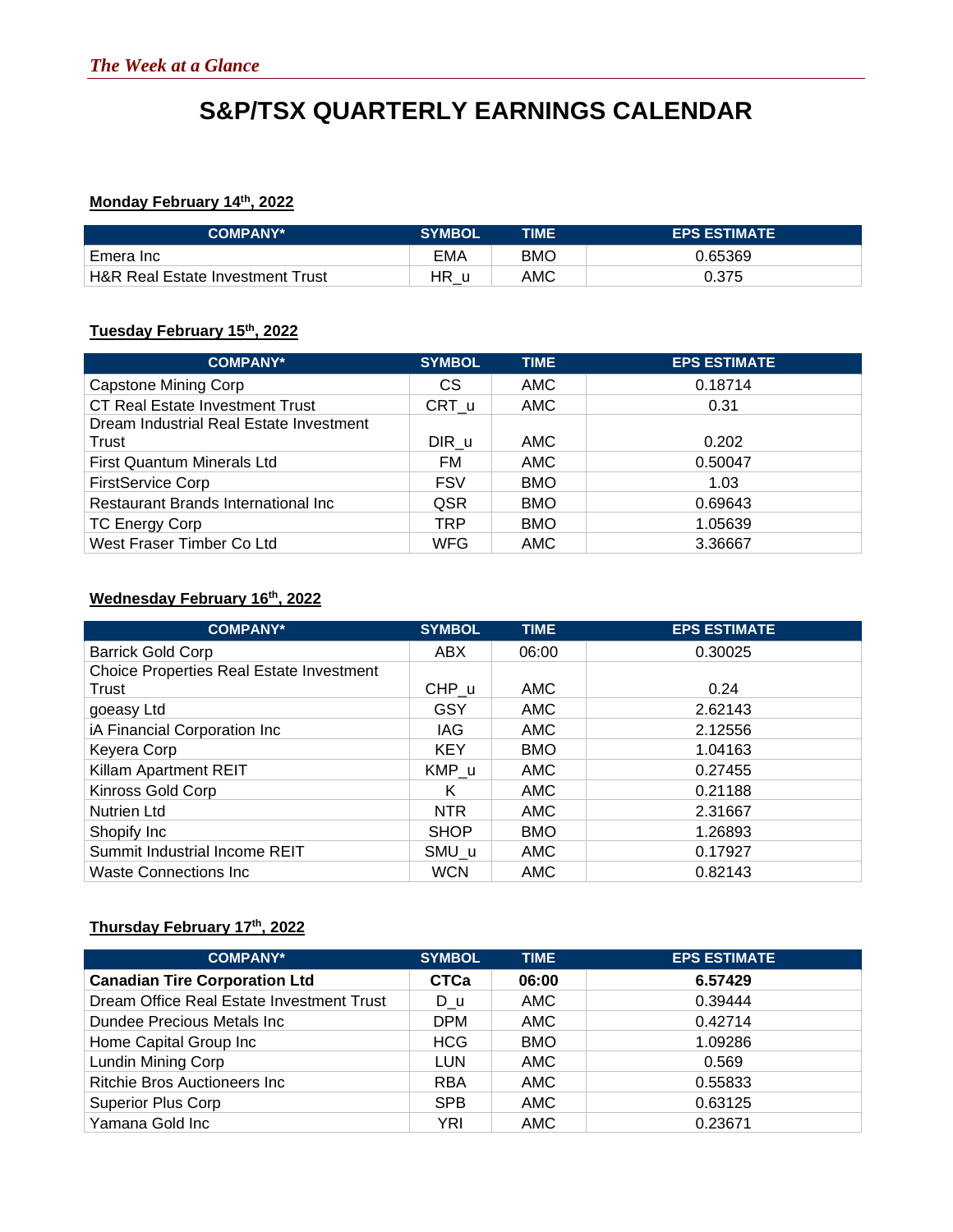*The Week at a Glance*

# S&P/TSX QUARTERLY EARNINGS CALENDAR

**Monday February 14th, 2022**

| COMPANY* | SYMBOL | TIME | EPS ESTIMATE |
|---|---|---|---|
| Emera Inc | EMA | BMO | 0.65369 |
| H&R Real Estate Investment Trust | HR_u | AMC | 0.375 |

**Tuesday February 15th, 2022**

| COMPANY* | SYMBOL | TIME | EPS ESTIMATE |
|---|---|---|---|
| Capstone Mining Corp | CS | AMC | 0.18714 |
| CT Real Estate Investment Trust | CRT_u | AMC | 0.31 |
| Dream Industrial Real Estate Investment Trust | DIR_u | AMC | 0.202 |
| First Quantum Minerals Ltd | FM | AMC | 0.50047 |
| FirstService Corp | FSV | BMO | 1.03 |
| Restaurant Brands International Inc | QSR | BMO | 0.69643 |
| TC Energy Corp | TRP | BMO | 1.05639 |
| West Fraser Timber Co Ltd | WFG | AMC | 3.36667 |

**Wednesday February 16th, 2022**

| COMPANY* | SYMBOL | TIME | EPS ESTIMATE |
|---|---|---|---|
| Barrick Gold Corp | ABX | 06:00 | 0.30025 |
| Choice Properties Real Estate Investment Trust | CHP_u | AMC | 0.24 |
| goeasy Ltd | GSY | AMC | 2.62143 |
| iA Financial Corporation Inc | IAG | AMC | 2.12556 |
| Keyera Corp | KEY | BMO | 1.04163 |
| Killam Apartment REIT | KMP_u | AMC | 0.27455 |
| Kinross Gold Corp | K | AMC | 0.21188 |
| Nutrien Ltd | NTR | AMC | 2.31667 |
| Shopify Inc | SHOP | BMO | 1.26893 |
| Summit Industrial Income REIT | SMU_u | AMC | 0.17927 |
| Waste Connections Inc | WCN | AMC | 0.82143 |

**Thursday February 17th, 2022**

| COMPANY* | SYMBOL | TIME | EPS ESTIMATE |
|---|---|---|---|
| **Canadian Tire Corporation Ltd** | **CTCa** | **06:00** | **6.57429** |
| Dream Office Real Estate Investment Trust | D_u | AMC | 0.39444 |
| Dundee Precious Metals Inc | DPM | AMC | 0.42714 |
| Home Capital Group Inc | HCG | BMO | 1.09286 |
| Lundin Mining Corp | LUN | AMC | 0.569 |
| Ritchie Bros Auctioneers Inc | RBA | AMC | 0.55833 |
| Superior Plus Corp | SPB | AMC | 0.63125 |
| Yamana Gold Inc | YRI | AMC | 0.23671 |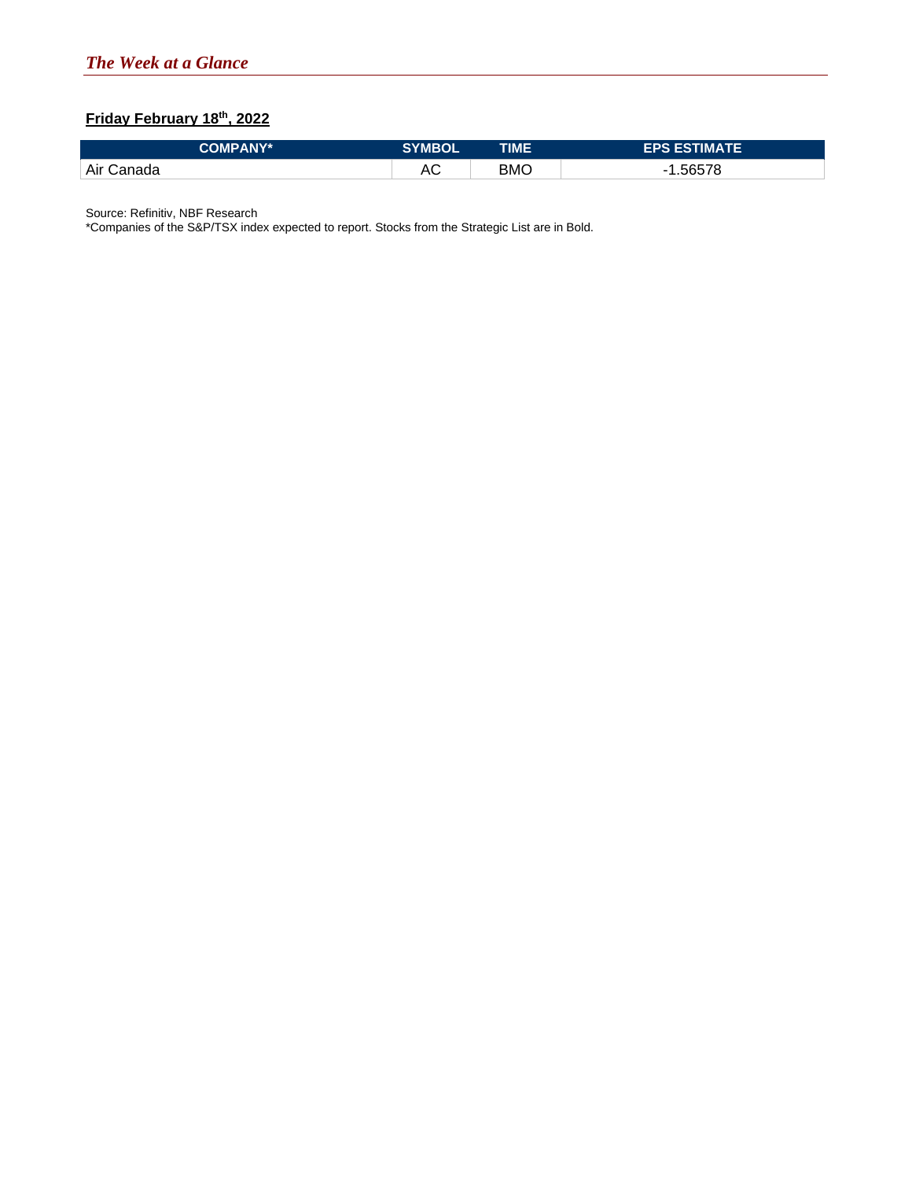*The Week at a Glance*

**Friday February 18th, 2022**

| COMPANY* | SYMBOL | TIME | EPS ESTIMATE |
|---|---|---|---|
| Air Canada | AC | BMO | -1.56578 |

Source: Refinitiv, NBF Research
*Companies of the S&P/TSX index expected to report. Stocks from the Strategic List are in Bold.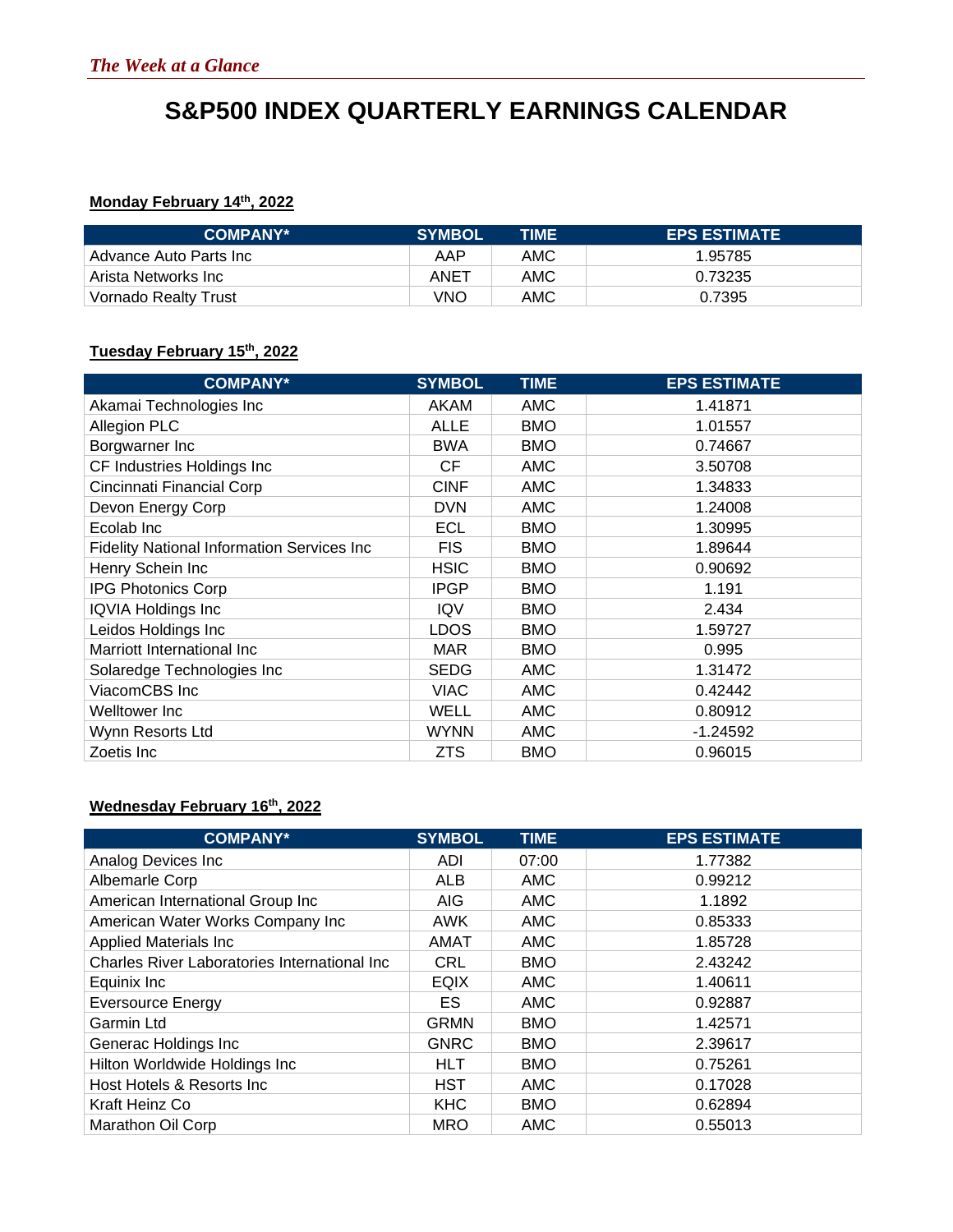*The Week at a Glance*

# S&P500 INDEX QUARTERLY EARNINGS CALENDAR

**Monday February 14th, 2022**

| COMPANY* | SYMBOL | TIME | EPS ESTIMATE |
|---|---|---|---|
| Advance Auto Parts Inc | AAP | AMC | 1.95785 |
| Arista Networks Inc | ANET | AMC | 0.73235 |
| Vornado Realty Trust | VNO | AMC | 0.7395 |

**Tuesday February 15th, 2022**

| COMPANY* | SYMBOL | TIME | EPS ESTIMATE |
|---|---|---|---|
| Akamai Technologies Inc | AKAM | AMC | 1.41871 |
| Allegion PLC | ALLE | BMO | 1.01557 |
| Borgwarner Inc | BWA | BMO | 0.74667 |
| CF Industries Holdings Inc | CF | AMC | 3.50708 |
| Cincinnati Financial Corp | CINF | AMC | 1.34833 |
| Devon Energy Corp | DVN | AMC | 1.24008 |
| Ecolab Inc | ECL | BMO | 1.30995 |
| Fidelity National Information Services Inc | FIS | BMO | 1.89644 |
| Henry Schein Inc | HSIC | BMO | 0.90692 |
| IPG Photonics Corp | IPGP | BMO | 1.191 |
| IQVIA Holdings Inc | IQV | BMO | 2.434 |
| Leidos Holdings Inc | LDOS | BMO | 1.59727 |
| Marriott International Inc | MAR | BMO | 0.995 |
| Solaredge Technologies Inc | SEDG | AMC | 1.31472 |
| ViacomCBS Inc | VIAC | AMC | 0.42442 |
| Welltower Inc | WELL | AMC | 0.80912 |
| Wynn Resorts Ltd | WYNN | AMC | -1.24592 |
| Zoetis Inc | ZTS | BMO | 0.96015 |

**Wednesday February 16th, 2022**

| COMPANY* | SYMBOL | TIME | EPS ESTIMATE |
|---|---|---|---|
| Analog Devices Inc | ADI | 07:00 | 1.77382 |
| Albemarle Corp | ALB | AMC | 0.99212 |
| American International Group Inc | AIG | AMC | 1.1892 |
| American Water Works Company Inc | AWK | AMC | 0.85333 |
| Applied Materials Inc | AMAT | AMC | 1.85728 |
| Charles River Laboratories International Inc | CRL | BMO | 2.43242 |
| Equinix Inc | EQIX | AMC | 1.40611 |
| Eversource Energy | ES | AMC | 0.92887 |
| Garmin Ltd | GRMN | BMO | 1.42571 |
| Generac Holdings Inc | GNRC | BMO | 2.39617 |
| Hilton Worldwide Holdings Inc | HLT | BMO | 0.75261 |
| Host Hotels & Resorts Inc | HST | AMC | 0.17028 |
| Kraft Heinz Co | KHC | BMO | 0.62894 |
| Marathon Oil Corp | MRO | AMC | 0.55013 |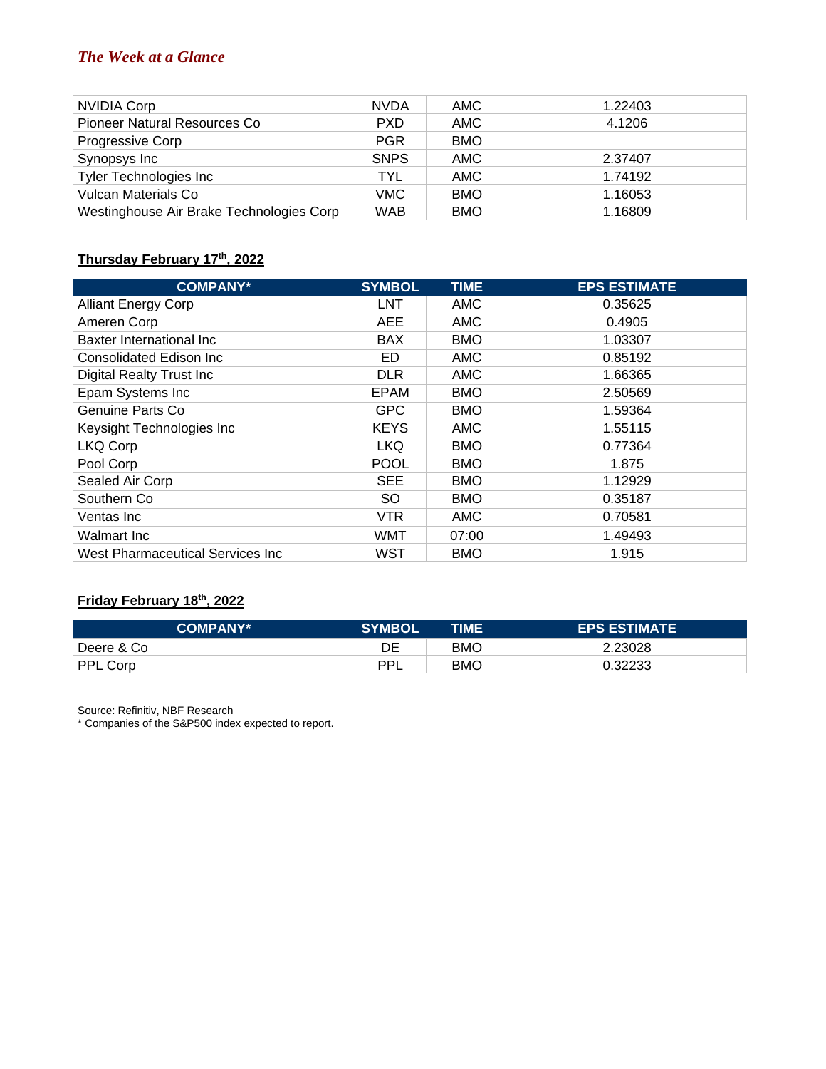## *The Week at a Glance*

| | | | |
|---|---|---|---|
| NVIDIA Corp | NVDA | AMC | 1.22403 |
| Pioneer Natural Resources Co | PXD | AMC | 4.1206 |
| Progressive Corp | PGR | BMO | |
| Synopsys Inc | SNPS | AMC | 2.37407 |
| Tyler Technologies Inc | TYL | AMC | 1.74192 |
| Vulcan Materials Co | VMC | BMO | 1.16053 |
| Westinghouse Air Brake Technologies Corp | WAB | BMO | 1.16809 |

### Thursday February 17th, 2022

| COMPANY* | SYMBOL | TIME | EPS ESTIMATE |
|---|---|---|---|
| Alliant Energy Corp | LNT | AMC | 0.35625 |
| Ameren Corp | AEE | AMC | 0.4905 |
| Baxter International Inc | BAX | BMO | 1.03307 |
| Consolidated Edison Inc | ED | AMC | 0.85192 |
| Digital Realty Trust Inc | DLR | AMC | 1.66365 |
| Epam Systems Inc | EPAM | BMO | 2.50569 |
| Genuine Parts Co | GPC | BMO | 1.59364 |
| Keysight Technologies Inc | KEYS | AMC | 1.55115 |
| LKQ Corp | LKQ | BMO | 0.77364 |
| Pool Corp | POOL | BMO | 1.875 |
| Sealed Air Corp | SEE | BMO | 1.12929 |
| Southern Co | SO | BMO | 0.35187 |
| Ventas Inc | VTR | AMC | 0.70581 |
| Walmart Inc | WMT | 07:00 | 1.49493 |
| West Pharmaceutical Services Inc | WST | BMO | 1.915 |

### Friday February 18th, 2022

| COMPANY* | SYMBOL | TIME | EPS ESTIMATE |
|---|---|---|---|
| Deere & Co | DE | BMO | 2.23028 |
| PPL Corp | PPL | BMO | 0.32233 |

Source: Refinitiv, NBF Research
* Companies of the S&P500 index expected to report.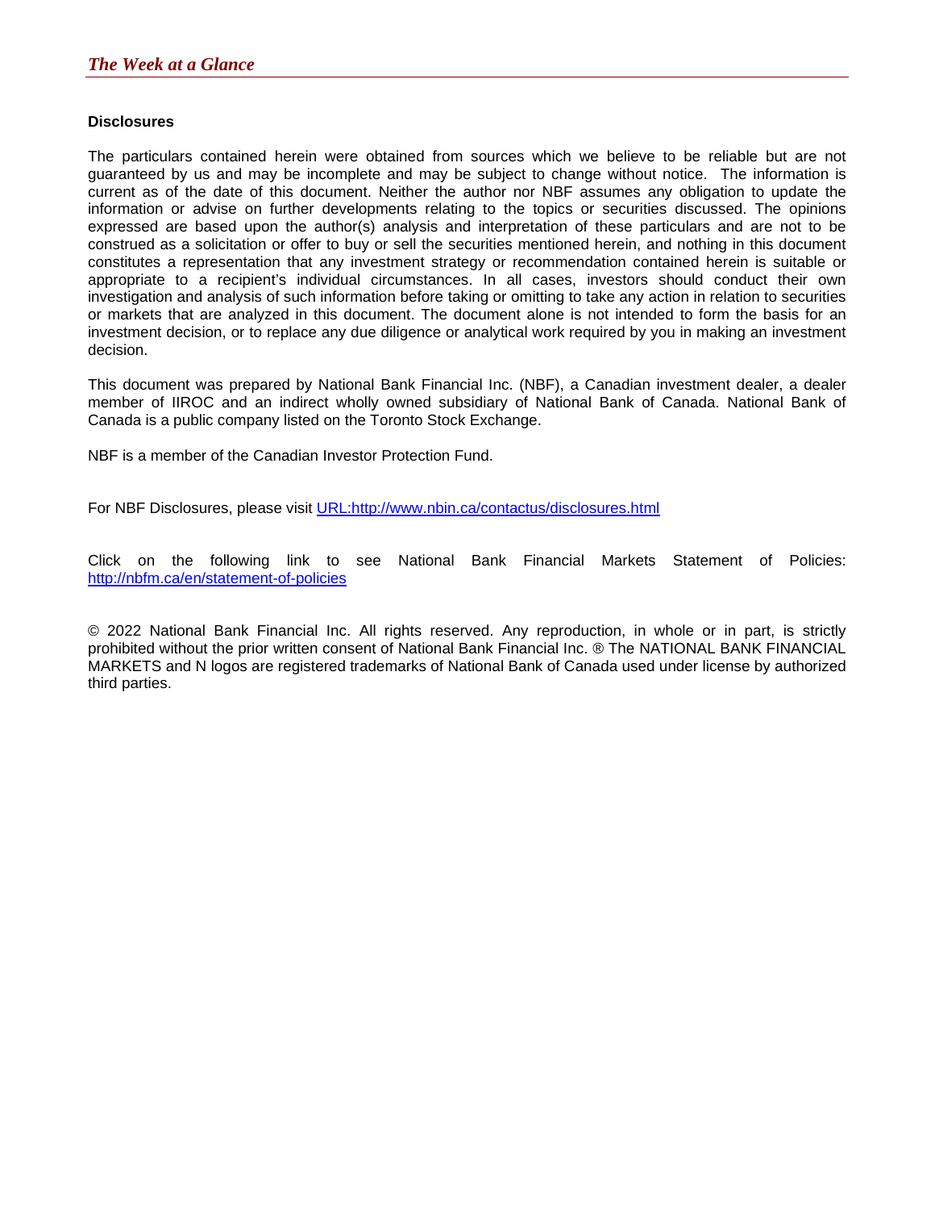**Disclosures**

The particulars contained herein were obtained from sources which we believe to be reliable but are not guaranteed by us and may be incomplete and may be subject to change without notice. The information is current as of the date of this document. Neither the author nor NBF assumes any obligation to update the information or advise on further developments relating to the topics or securities discussed. The opinions expressed are based upon the author(s) analysis and interpretation of these particulars and are not to be construed as a solicitation or offer to buy or sell the securities mentioned herein, and nothing in this document constitutes a representation that any investment strategy or recommendation contained herein is suitable or appropriate to a recipient's individual circumstances. In all cases, investors should conduct their own investigation and analysis of such information before taking or omitting to take any action in relation to securities or markets that are analyzed in this document. The document alone is not intended to form the basis for an investment decision, or to replace any due diligence or analytical work required by you in making an investment decision.

This document was prepared by National Bank Financial Inc. (NBF), a Canadian investment dealer, a dealer member of IIROC and an indirect wholly owned subsidiary of National Bank of Canada. National Bank of Canada is a public company listed on the Toronto Stock Exchange.

NBF is a member of the Canadian Investor Protection Fund.

For NBF Disclosures, please visit [URL:http://www.nbin.ca/contactus/disclosures.html](http://www.nbin.ca/contactus/disclosures.html)

Click on the following link to see National Bank Financial Markets Statement of Policies: [http://nbfm.ca/en/statement-of-policies](http://nbfm.ca/en/statement-of-policies)

© 2022 National Bank Financial Inc. All rights reserved. Any reproduction, in whole or in part, is strictly prohibited without the prior written consent of National Bank Financial Inc. ® The NATIONAL BANK FINANCIAL MARKETS and N logos are registered trademarks of National Bank of Canada used under license by authorized third parties.